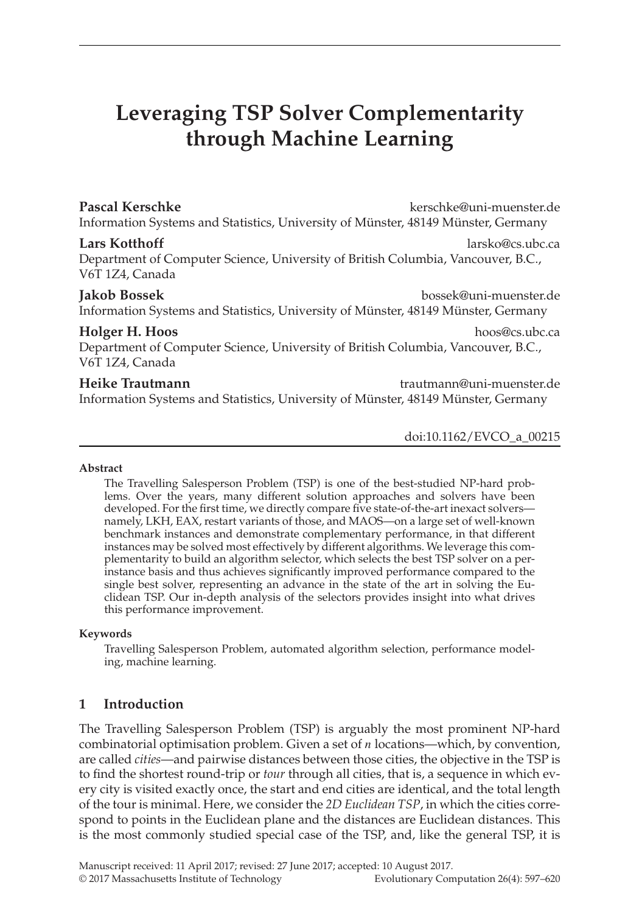# Leveraging TSP Solver Complementarity through Machine Learning

**Pascal Kerschke** kerschke@uni-muenster.de
Information Systems and Statistics, University of Münster, 48149 Münster, Germany

**Lars Kotthoff** larsko@cs.ubc.ca
Department of Computer Science, University of British Columbia, Vancouver, B.C., V6T 1Z4, Canada

**Jakob Bossek** bossek@uni-muenster.de
Information Systems and Statistics, University of Münster, 48149 Münster, Germany

**Holger H. Hoos** hoos@cs.ubc.ca
Department of Computer Science, University of British Columbia, Vancouver, B.C., V6T 1Z4, Canada

**Heike Trautmann** trautmann@uni-muenster.de
Information Systems and Statistics, University of Münster, 48149 Münster, Germany

doi:10.1162/EVCO_a_00215

#### Abstract

The Travelling Salesperson Problem (TSP) is one of the best-studied NP-hard problems. Over the years, many different solution approaches and solvers have been developed. For the first time, we directly compare five state-of-the-art inexact solvers—namely, LKH, EAX, restart variants of those, and MAOS—on a large set of well-known benchmark instances and demonstrate complementary performance, in that different instances may be solved most effectively by different algorithms. We leverage this complementarity to build an algorithm selector, which selects the best TSP solver on a per-instance basis and thus achieves significantly improved performance compared to the single best solver, representing an advance in the state of the art in solving the Euclidean TSP. Our in-depth analysis of the selectors provides insight into what drives this performance improvement.

#### Keywords

Travelling Salesperson Problem, automated algorithm selection, performance modeling, machine learning.

## 1 Introduction

The Travelling Salesperson Problem (TSP) is arguably the most prominent NP-hard combinatorial optimisation problem. Given a set of $n$ locations—which, by convention, are called *cities*—and pairwise distances between those cities, the objective in the TSP is to find the shortest round-trip or *tour* through all cities, that is, a sequence in which every city is visited exactly once, the start and end cities are identical, and the total length of the tour is minimal. Here, we consider the *2D Euclidean TSP*, in which the cities correspond to points in the Euclidean plane and the distances are Euclidean distances. This is the most commonly studied special case of the TSP, and, like the general TSP, it is

Manuscript received: 11 April 2017; revised: 27 June 2017; accepted: 10 August 2017.
© 2017 Massachusetts Institute of Technology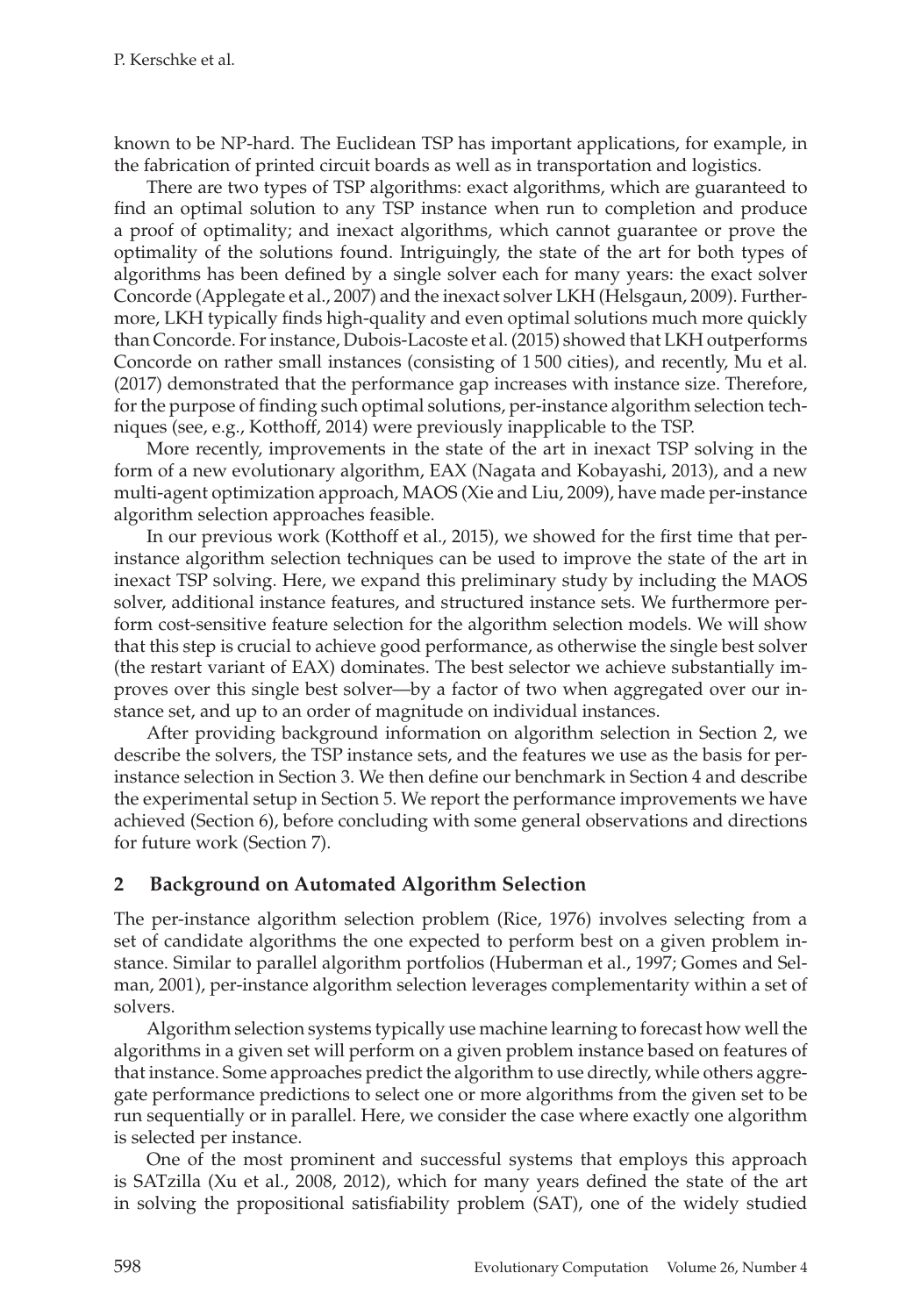known to be NP-hard. The Euclidean TSP has important applications, for example, in the fabrication of printed circuit boards as well as in transportation and logistics.

There are two types of TSP algorithms: exact algorithms, which are guaranteed to find an optimal solution to any TSP instance when run to completion and produce a proof of optimality; and inexact algorithms, which cannot guarantee or prove the optimality of the solutions found. Intriguingly, the state of the art for both types of algorithms has been defined by a single solver each for many years: the exact solver Concorde (Applegate et al., 2007) and the inexact solver LKH (Helsgaun, 2009). Furthermore, LKH typically finds high-quality and even optimal solutions much more quickly than Concorde. For instance, Dubois-Lacoste et al. (2015) showed that LKH outperforms Concorde on rather small instances (consisting of 1 500 cities), and recently, Mu et al. (2017) demonstrated that the performance gap increases with instance size. Therefore, for the purpose of finding such optimal solutions, per-instance algorithm selection techniques (see, e.g., Kotthoff, 2014) were previously inapplicable to the TSP.

More recently, improvements in the state of the art in inexact TSP solving in the form of a new evolutionary algorithm, EAX (Nagata and Kobayashi, 2013), and a new multi-agent optimization approach, MAOS (Xie and Liu, 2009), have made per-instance algorithm selection approaches feasible.

In our previous work (Kotthoff et al., 2015), we showed for the first time that per-instance algorithm selection techniques can be used to improve the state of the art in inexact TSP solving. Here, we expand this preliminary study by including the MAOS solver, additional instance features, and structured instance sets. We furthermore perform cost-sensitive feature selection for the algorithm selection models. We will show that this step is crucial to achieve good performance, as otherwise the single best solver (the restart variant of EAX) dominates. The best selector we achieve substantially improves over this single best solver—by a factor of two when aggregated over our instance set, and up to an order of magnitude on individual instances.

After providing background information on algorithm selection in Section 2, we describe the solvers, the TSP instance sets, and the features we use as the basis for per-instance selection in Section 3. We then define our benchmark in Section 4 and describe the experimental setup in Section 5. We report the performance improvements we have achieved (Section 6), before concluding with some general observations and directions for future work (Section 7).

## 2 Background on Automated Algorithm Selection

The per-instance algorithm selection problem (Rice, 1976) involves selecting from a set of candidate algorithms the one expected to perform best on a given problem instance. Similar to parallel algorithm portfolios (Huberman et al., 1997; Gomes and Selman, 2001), per-instance algorithm selection leverages complementarity within a set of solvers.

Algorithm selection systems typically use machine learning to forecast how well the algorithms in a given set will perform on a given problem instance based on features of that instance. Some approaches predict the algorithm to use directly, while others aggregate performance predictions to select one or more algorithms from the given set to be run sequentially or in parallel. Here, we consider the case where exactly one algorithm is selected per instance.

One of the most prominent and successful systems that employs this approach is SATzilla (Xu et al., 2008, 2012), which for many years defined the state of the art in solving the propositional satisfiability problem (SAT), one of the widely studied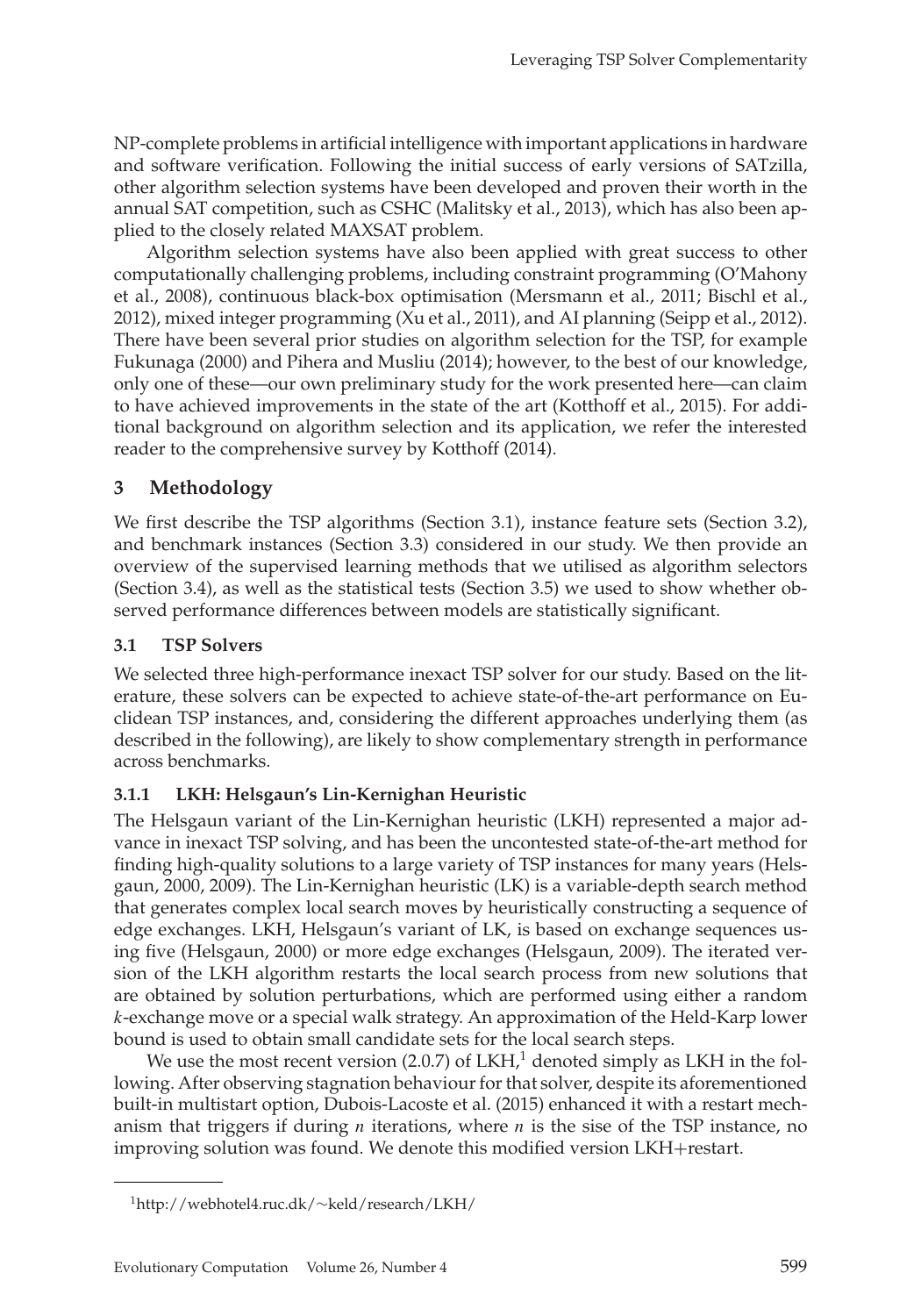NP-complete problems in artificial intelligence with important applications in hardware and software verification. Following the initial success of early versions of SATzilla, other algorithm selection systems have been developed and proven their worth in the annual SAT competition, such as CSHC (Malitsky et al., 2013), which has also been applied to the closely related MAXSAT problem.

Algorithm selection systems have also been applied with great success to other computationally challenging problems, including constraint programming (O'Mahony et al., 2008), continuous black-box optimisation (Mersmann et al., 2011; Bischl et al., 2012), mixed integer programming (Xu et al., 2011), and AI planning (Seipp et al., 2012). There have been several prior studies on algorithm selection for the TSP, for example Fukunaga (2000) and Pihera and Musliu (2014); however, to the best of our knowledge, only one of these—our own preliminary study for the work presented here—can claim to have achieved improvements in the state of the art (Kotthoff et al., 2015). For additional background on algorithm selection and its application, we refer the interested reader to the comprehensive survey by Kotthoff (2014).

## 3 Methodology

We first describe the TSP algorithms (Section 3.1), instance feature sets (Section 3.2), and benchmark instances (Section 3.3) considered in our study. We then provide an overview of the supervised learning methods that we utilised as algorithm selectors (Section 3.4), as well as the statistical tests (Section 3.5) we used to show whether observed performance differences between models are statistically significant.

### 3.1 TSP Solvers

We selected three high-performance inexact TSP solver for our study. Based on the literature, these solvers can be expected to achieve state-of-the-art performance on Euclidean TSP instances, and, considering the different approaches underlying them (as described in the following), are likely to show complementary strength in performance across benchmarks.

#### 3.1.1 LKH: Helsgaun's Lin-Kernighan Heuristic

The Helsgaun variant of the Lin-Kernighan heuristic (LKH) represented a major advance in inexact TSP solving, and has been the uncontested state-of-the-art method for finding high-quality solutions to a large variety of TSP instances for many years (Helsgaun, 2000, 2009). The Lin-Kernighan heuristic (LK) is a variable-depth search method that generates complex local search moves by heuristically constructing a sequence of edge exchanges. LKH, Helsgaun's variant of LK, is based on exchange sequences using five (Helsgaun, 2000) or more edge exchanges (Helsgaun, 2009). The iterated version of the LKH algorithm restarts the local search process from new solutions that are obtained by solution perturbations, which are performed using either a random $k$-exchange move or a special walk strategy. An approximation of the Held-Karp lower bound is used to obtain small candidate sets for the local search steps.

We use the most recent version (2.0.7) of LKH,[1] denoted simply as LKH in the following. After observing stagnation behaviour for that solver, despite its aforementioned built-in multistart option, Dubois-Lacoste et al. (2015) enhanced it with a restart mechanism that triggers if during $n$ iterations, where $n$ is the sise of the TSP instance, no improving solution was found. We denote this modified version LKH+restart.

---

[1] http://webhotel4.ruc.dk/~keld/research/LKH/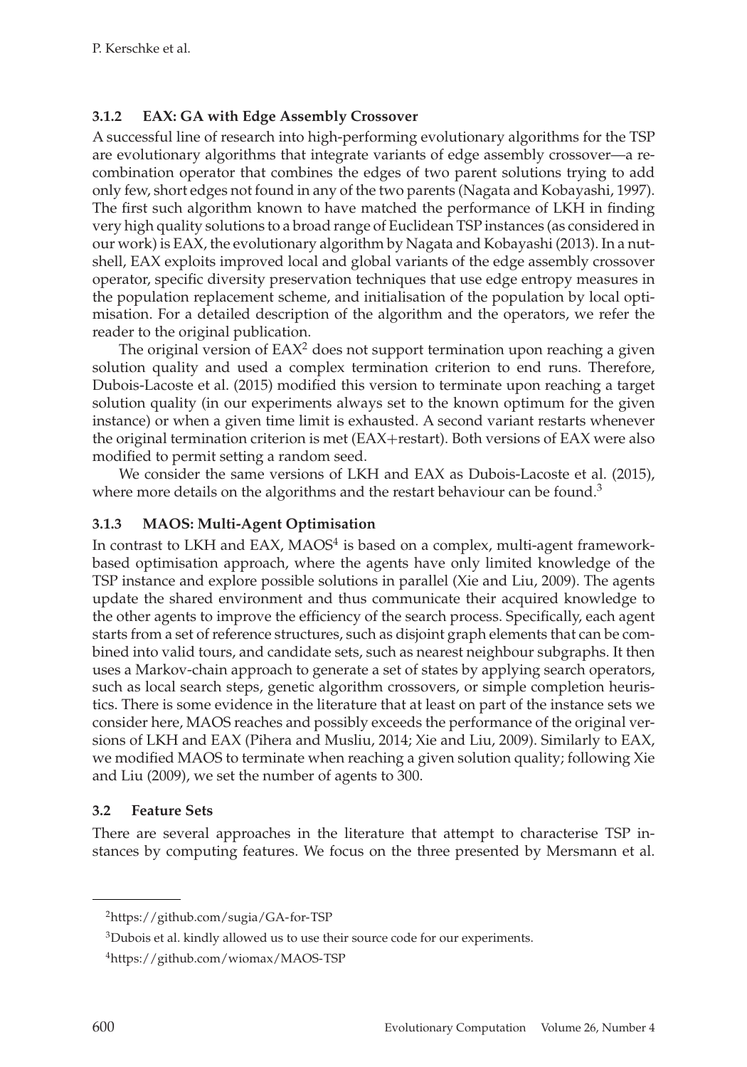### 3.1.2 EAX: GA with Edge Assembly Crossover

A successful line of research into high-performing evolutionary algorithms for the TSP are evolutionary algorithms that integrate variants of edge assembly crossover—a recombination operator that combines the edges of two parent solutions trying to add only few, short edges not found in any of the two parents (Nagata and Kobayashi, 1997). The first such algorithm known to have matched the performance of LKH in finding very high quality solutions to a broad range of Euclidean TSP instances (as considered in our work) is EAX, the evolutionary algorithm by Nagata and Kobayashi (2013). In a nutshell, EAX exploits improved local and global variants of the edge assembly crossover operator, specific diversity preservation techniques that use edge entropy measures in the population replacement scheme, and initialisation of the population by local optimisation. For a detailed description of the algorithm and the operators, we refer the reader to the original publication.

The original version of EAX[2] does not support termination upon reaching a given solution quality and used a complex termination criterion to end runs. Therefore, Dubois-Lacoste et al. (2015) modified this version to terminate upon reaching a target solution quality (in our experiments always set to the known optimum for the given instance) or when a given time limit is exhausted. A second variant restarts whenever the original termination criterion is met (EAX+restart). Both versions of EAX were also modified to permit setting a random seed.

We consider the same versions of LKH and EAX as Dubois-Lacoste et al. (2015), where more details on the algorithms and the restart behaviour can be found.[3]

### 3.1.3 MAOS: Multi-Agent Optimisation

In contrast to LKH and EAX, MAOS[4] is based on a complex, multi-agent framework-based optimisation approach, where the agents have only limited knowledge of the TSP instance and explore possible solutions in parallel (Xie and Liu, 2009). The agents update the shared environment and thus communicate their acquired knowledge to the other agents to improve the efficiency of the search process. Specifically, each agent starts from a set of reference structures, such as disjoint graph elements that can be combined into valid tours, and candidate sets, such as nearest neighbour subgraphs. It then uses a Markov-chain approach to generate a set of states by applying search operators, such as local search steps, genetic algorithm crossovers, or simple completion heuristics. There is some evidence in the literature that at least on part of the instance sets we consider here, MAOS reaches and possibly exceeds the performance of the original versions of LKH and EAX (Pihera and Musliu, 2014; Xie and Liu, 2009). Similarly to EAX, we modified MAOS to terminate when reaching a given solution quality; following Xie and Liu (2009), we set the number of agents to 300.

## 3.2 Feature Sets

There are several approaches in the literature that attempt to characterise TSP instances by computing features. We focus on the three presented by Mersmann et al.

---

[2] https://github.com/sugia/GA-for-TSP

[3] Dubois et al. kindly allowed us to use their source code for our experiments.

[4] https://github.com/wiomax/MAOS-TSP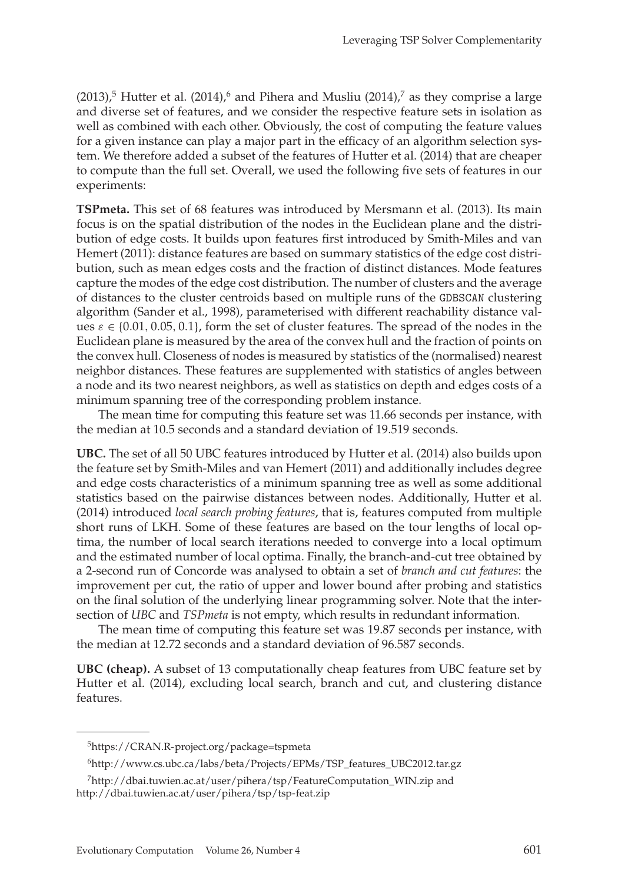(2013),[5] Hutter et al. (2014),[6] and Pihera and Musliu (2014),[7] as they comprise a large and diverse set of features, and we consider the respective feature sets in isolation as well as combined with each other. Obviously, the cost of computing the feature values for a given instance can play a major part in the efficacy of an algorithm selection system. We therefore added a subset of the features of Hutter et al. (2014) that are cheaper to compute than the full set. Overall, we used the following five sets of features in our experiments:

**TSPmeta.** This set of 68 features was introduced by Mersmann et al. (2013). Its main focus is on the spatial distribution of the nodes in the Euclidean plane and the distribution of edge costs. It builds upon features first introduced by Smith-Miles and van Hemert (2011): distance features are based on summary statistics of the edge cost distribution, such as mean edges costs and the fraction of distinct distances. Mode features capture the modes of the edge cost distribution. The number of clusters and the average of distances to the cluster centroids based on multiple runs of the GDBSCAN clustering algorithm (Sander et al., 1998), parameterised with different reachability distance values $\varepsilon \in \{0.01, 0.05, 0.1\}$, form the set of cluster features. The spread of the nodes in the Euclidean plane is measured by the area of the convex hull and the fraction of points on the convex hull. Closeness of nodes is measured by statistics of the (normalised) nearest neighbor distances. These features are supplemented with statistics of angles between a node and its two nearest neighbors, as well as statistics on depth and edges costs of a minimum spanning tree of the corresponding problem instance.

The mean time for computing this feature set was 11.66 seconds per instance, with the median at 10.5 seconds and a standard deviation of 19.519 seconds.

**UBC.** The set of all 50 UBC features introduced by Hutter et al. (2014) also builds upon the feature set by Smith-Miles and van Hemert (2011) and additionally includes degree and edge costs characteristics of a minimum spanning tree as well as some additional statistics based on the pairwise distances between nodes. Additionally, Hutter et al. (2014) introduced *local search probing features*, that is, features computed from multiple short runs of LKH. Some of these features are based on the tour lengths of local optima, the number of local search iterations needed to converge into a local optimum and the estimated number of local optima. Finally, the branch-and-cut tree obtained by a 2-second run of Concorde was analysed to obtain a set of *branch and cut features*: the improvement per cut, the ratio of upper and lower bound after probing and statistics on the final solution of the underlying linear programming solver. Note that the intersection of *UBC* and *TSPmeta* is not empty, which results in redundant information.

The mean time of computing this feature set was 19.87 seconds per instance, with the median at 12.72 seconds and a standard deviation of 96.587 seconds.

**UBC (cheap).** A subset of 13 computationally cheap features from UBC feature set by Hutter et al. (2014), excluding local search, branch and cut, and clustering distance features.

---

[5] https://CRAN.R-project.org/package=tspmeta

[6] http://www.cs.ubc.ca/labs/beta/Projects/EPMs/TSP_features_UBC2012.tar.gz

[7] http://dbai.tuwien.ac.at/user/pihera/tsp/FeatureComputation_WIN.zip and http://dbai.tuwien.ac.at/user/pihera/tsp/tsp-feat.zip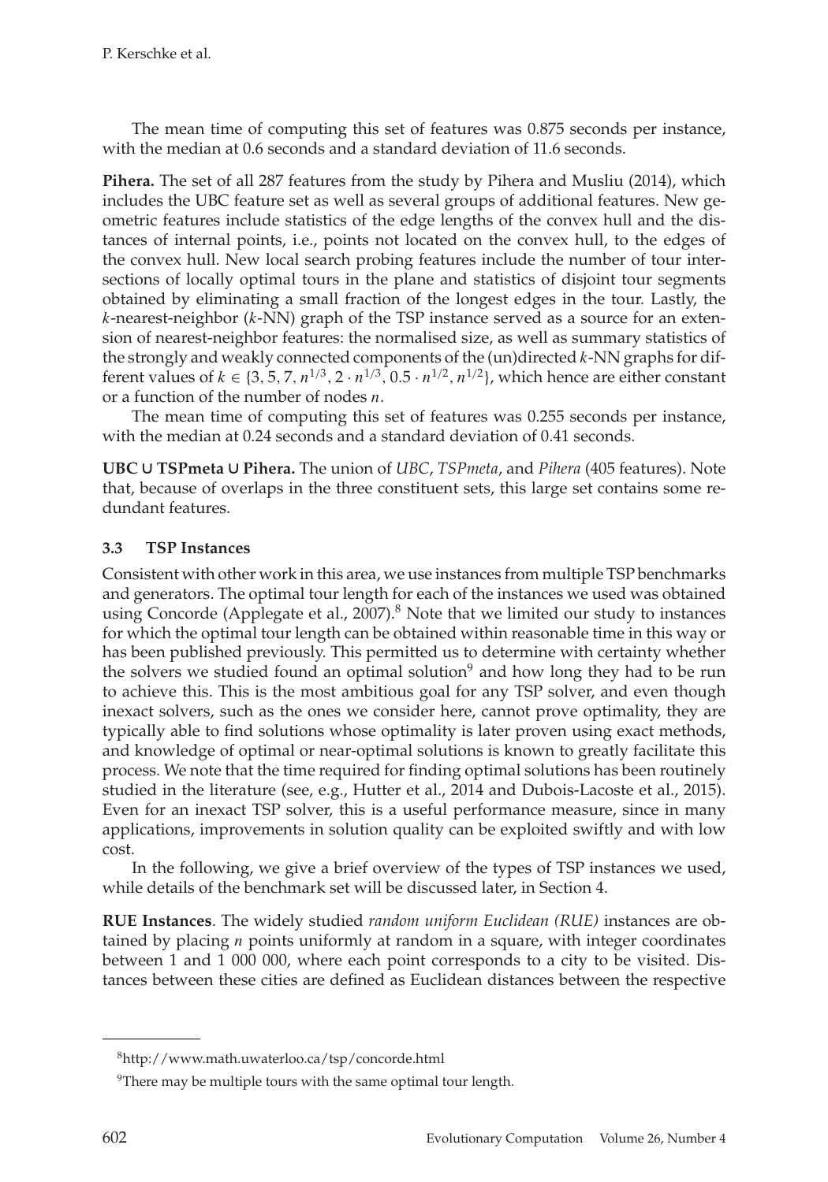The mean time of computing this set of features was 0.875 seconds per instance, with the median at 0.6 seconds and a standard deviation of 11.6 seconds.

**Pihera.** The set of all 287 features from the study by Pihera and Musliu (2014), which includes the UBC feature set as well as several groups of additional features. New geometric features include statistics of the edge lengths of the convex hull and the distances of internal points, i.e., points not located on the convex hull, to the edges of the convex hull. New local search probing features include the number of tour intersections of locally optimal tours in the plane and statistics of disjoint tour segments obtained by eliminating a small fraction of the longest edges in the tour. Lastly, the $k$-nearest-neighbor ($k$-NN) graph of the TSP instance served as a source for an extension of nearest-neighbor features: the normalised size, as well as summary statistics of the strongly and weakly connected components of the (un)directed $k$-NN graphs for different values of $k \in \{3, 5, 7, n^{1/3}, 2 \cdot n^{1/3}, 0.5 \cdot n^{1/2}, n^{1/2}\}$, which hence are either constant or a function of the number of nodes $n$.

The mean time of computing this set of features was 0.255 seconds per instance, with the median at 0.24 seconds and a standard deviation of 0.41 seconds.

**UBC ∪ TSPmeta ∪ Pihera.** The union of *UBC*, *TSPmeta*, and *Pihera* (405 features). Note that, because of overlaps in the three constituent sets, this large set contains some redundant features.

### 3.3 TSP Instances

Consistent with other work in this area, we use instances from multiple TSP benchmarks and generators. The optimal tour length for each of the instances we used was obtained using Concorde (Applegate et al., 2007).[8] Note that we limited our study to instances for which the optimal tour length can be obtained within reasonable time in this way or has been published previously. This permitted us to determine with certainty whether the solvers we studied found an optimal solution[9] and how long they had to be run to achieve this. This is the most ambitious goal for any TSP solver, and even though inexact solvers, such as the ones we consider here, cannot prove optimality, they are typically able to find solutions whose optimality is later proven using exact methods, and knowledge of optimal or near-optimal solutions is known to greatly facilitate this process. We note that the time required for finding optimal solutions has been routinely studied in the literature (see, e.g., Hutter et al., 2014 and Dubois-Lacoste et al., 2015). Even for an inexact TSP solver, this is a useful performance measure, since in many applications, improvements in solution quality can be exploited swiftly and with low cost.

In the following, we give a brief overview of the types of TSP instances we used, while details of the benchmark set will be discussed later, in Section 4.

**RUE Instances**. The widely studied *random uniform Euclidean (RUE)* instances are obtained by placing $n$ points uniformly at random in a square, with integer coordinates between 1 and 1 000 000, where each point corresponds to a city to be visited. Distances between these cities are defined as Euclidean distances between the respective

[8] http://www.math.uwaterloo.ca/tsp/concorde.html

[9] There may be multiple tours with the same optimal tour length.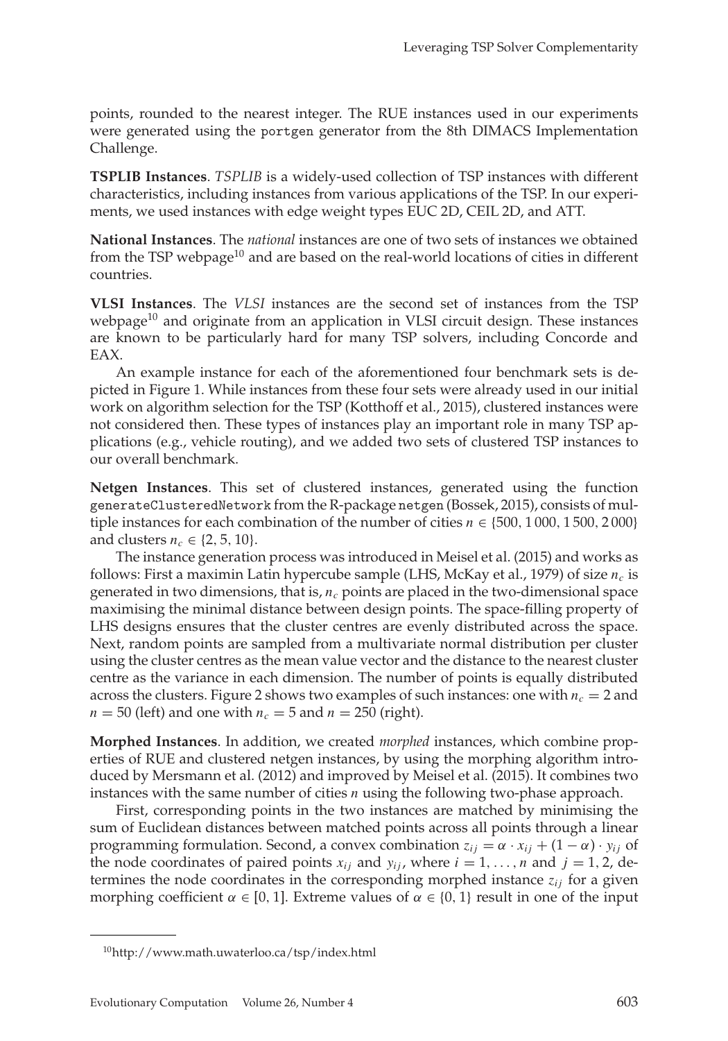points, rounded to the nearest integer. The RUE instances used in our experiments were generated using the portgen generator from the 8th DIMACS Implementation Challenge.

**TSPLIB Instances**. *TSPLIB* is a widely-used collection of TSP instances with different characteristics, including instances from various applications of the TSP. In our experiments, we used instances with edge weight types EUC 2D, CEIL 2D, and ATT.

**National Instances**. The *national* instances are one of two sets of instances we obtained from the TSP webpage[10] and are based on the real-world locations of cities in different countries.

**VLSI Instances**. The *VLSI* instances are the second set of instances from the TSP webpage[10] and originate from an application in VLSI circuit design. These instances are known to be particularly hard for many TSP solvers, including Concorde and EAX.

An example instance for each of the aforementioned four benchmark sets is depicted in Figure 1. While instances from these four sets were already used in our initial work on algorithm selection for the TSP (Kotthoff et al., 2015), clustered instances were not considered then. These types of instances play an important role in many TSP applications (e.g., vehicle routing), and we added two sets of clustered TSP instances to our overall benchmark.

**Netgen Instances**. This set of clustered instances, generated using the function generateClusteredNetwork from the R-package netgen (Bossek, 2015), consists of multiple instances for each combination of the number of cities $n \in \{500, 1\,000, 1\,500, 2\,000\}$ and clusters $n_c \in \{2, 5, 10\}$.

The instance generation process was introduced in Meisel et al. (2015) and works as follows: First a maximin Latin hypercube sample (LHS, McKay et al., 1979) of size $n_c$ is generated in two dimensions, that is, $n_c$ points are placed in the two-dimensional space maximising the minimal distance between design points. The space-filling property of LHS designs ensures that the cluster centres are evenly distributed across the space. Next, random points are sampled from a multivariate normal distribution per cluster using the cluster centres as the mean value vector and the distance to the nearest cluster centre as the variance in each dimension. The number of points is equally distributed across the clusters. Figure 2 shows two examples of such instances: one with $n_c = 2$ and $n = 50$ (left) and one with $n_c = 5$ and $n = 250$ (right).

**Morphed Instances**. In addition, we created *morphed* instances, which combine properties of RUE and clustered netgen instances, by using the morphing algorithm introduced by Mersmann et al. (2012) and improved by Meisel et al. (2015). It combines two instances with the same number of cities $n$ using the following two-phase approach.

First, corresponding points in the two instances are matched by minimising the sum of Euclidean distances between matched points across all points through a linear programming formulation. Second, a convex combination $z_{ij} = \alpha \cdot x_{ij} + (1 - \alpha) \cdot y_{ij}$ of the node coordinates of paired points $x_{ij}$ and $y_{ij}$, where $i = 1, \ldots, n$ and $j = 1, 2$, determines the node coordinates in the corresponding morphed instance $z_{ij}$ for a given morphing coefficient $\alpha \in [0, 1]$. Extreme values of $\alpha \in \{0, 1\}$ result in one of the input

[10] http://www.math.uwaterloo.ca/tsp/index.html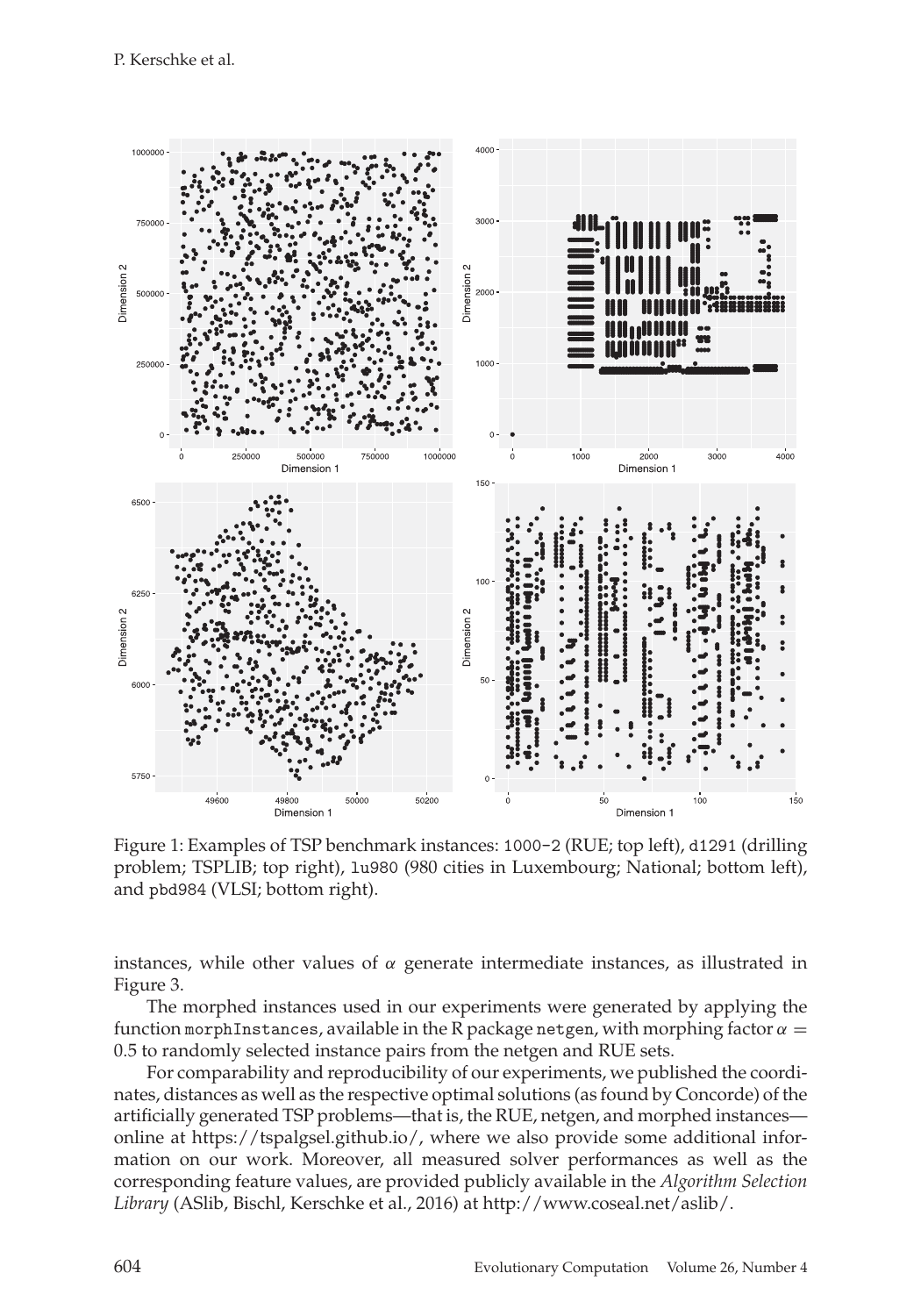Figure 1: Examples of TSP benchmark instances: `1000-2` (RUE; top left), `d1291` (drilling problem; TSPLIB; top right), `lu980` (980 cities in Luxembourg; National; bottom left), and `pbd984` (VLSI; bottom right).

instances, while other values of $\alpha$ generate intermediate instances, as illustrated in Figure 3.

The morphed instances used in our experiments were generated by applying the function `morphInstances`, available in the R package `netgen`, with morphing factor $\alpha = 0.5$ to randomly selected instance pairs from the netgen and RUE sets.

For comparability and reproducibility of our experiments, we published the coordinates, distances as well as the respective optimal solutions (as found by Concorde) of the artificially generated TSP problems—that is, the RUE, netgen, and morphed instances—online at https://tspalgsel.github.io/, where we also provide some additional information on our work. Moreover, all measured solver performances as well as the corresponding feature values, are provided publicly available in the *Algorithm Selection Library* (ASlib, Bischl, Kerschke et al., 2016) at http://www.coseal.net/aslib/.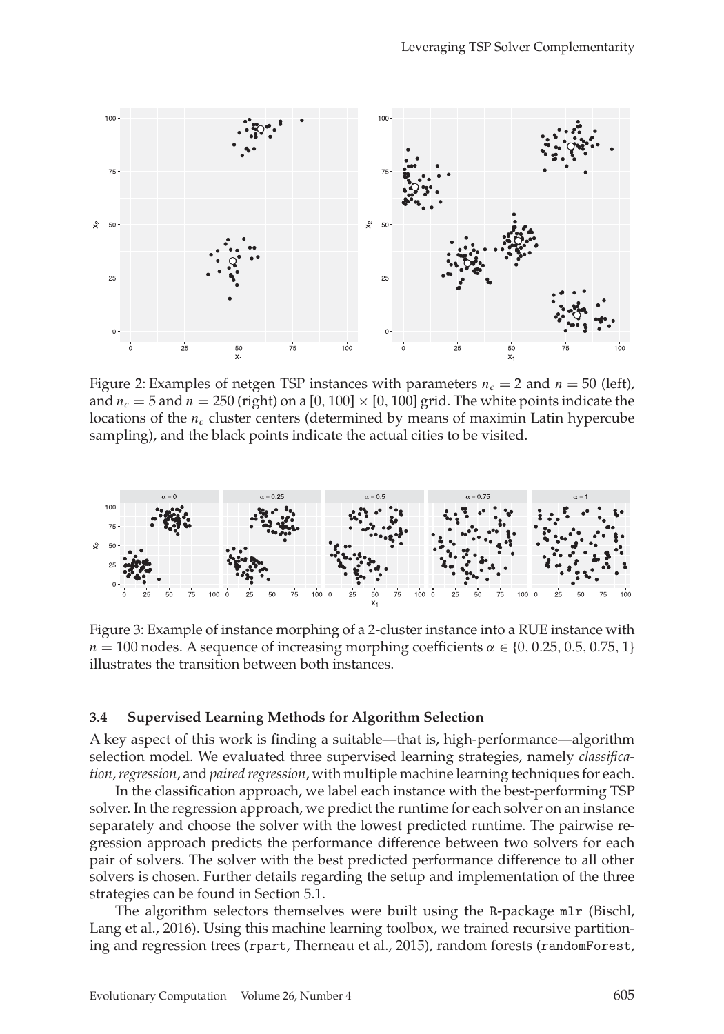Figure 2: Examples of netgen TSP instances with parameters $n_c = 2$ and $n = 50$ (left), and $n_c = 5$ and $n = 250$ (right) on a $[0, 100] \times [0, 100]$ grid. The white points indicate the locations of the $n_c$ cluster centers (determined by means of maximin Latin hypercube sampling), and the black points indicate the actual cities to be visited.

Figure 3: Example of instance morphing of a 2-cluster instance into a RUE instance with $n = 100$ nodes. A sequence of increasing morphing coefficients $\alpha \in \{0, 0.25, 0.5, 0.75, 1\}$ illustrates the transition between both instances.

### 3.4 Supervised Learning Methods for Algorithm Selection

A key aspect of this work is finding a suitable—that is, high-performance—algorithm selection model. We evaluated three supervised learning strategies, namely *classification*, *regression*, and *paired regression*, with multiple machine learning techniques for each.

In the classification approach, we label each instance with the best-performing TSP solver. In the regression approach, we predict the runtime for each solver on an instance separately and choose the solver with the lowest predicted runtime. The pairwise regression approach predicts the performance difference between two solvers for each pair of solvers. The solver with the best predicted performance difference to all other solvers is chosen. Further details regarding the setup and implementation of the three strategies can be found in Section 5.1.

The algorithm selectors themselves were built using the R-package `mlr` (Bischl, Lang et al., 2016). Using this machine learning toolbox, we trained recursive partitioning and regression trees (`rpart`, Therneau et al., 2015), random forests (`randomForest`,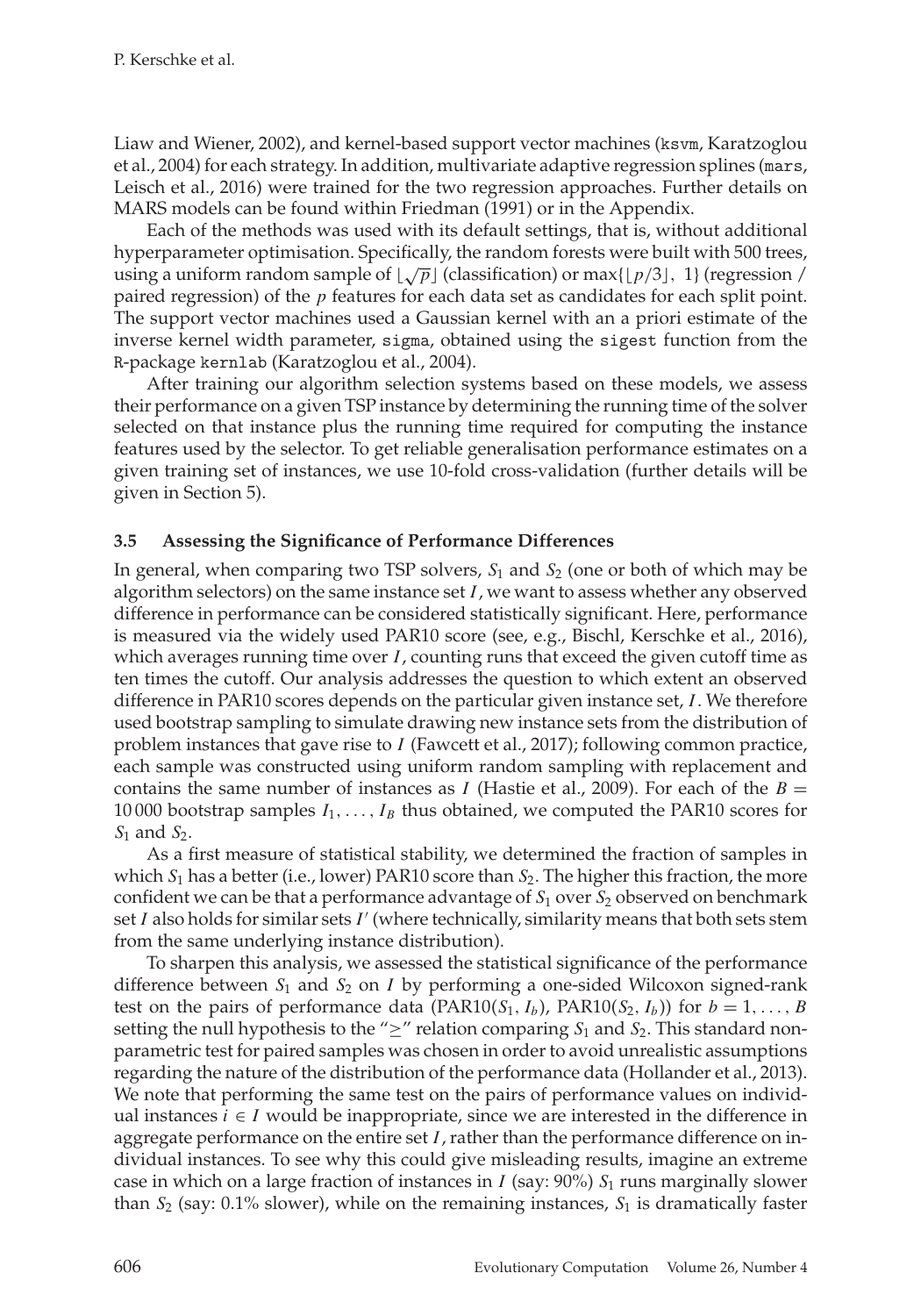Liaw and Wiener, 2002), and kernel-based support vector machines (ksvm, Karatzoglou et al., 2004) for each strategy. In addition, multivariate adaptive regression splines (mars, Leisch et al., 2016) were trained for the two regression approaches. Further details on MARS models can be found within Friedman (1991) or in the Appendix.

Each of the methods was used with its default settings, that is, without additional hyperparameter optimisation. Specifically, the random forests were built with 500 trees, using a uniform random sample of $\lfloor \sqrt{p} \rfloor$ (classification) or $\max\{\lfloor p/3 \rfloor,\ 1\}$ (regression / paired regression) of the $p$ features for each data set as candidates for each split point. The support vector machines used a Gaussian kernel with an a priori estimate of the inverse kernel width parameter, sigma, obtained using the sigest function from the R-package kernlab (Karatzoglou et al., 2004).

After training our algorithm selection systems based on these models, we assess their performance on a given TSP instance by determining the running time of the solver selected on that instance plus the running time required for computing the instance features used by the selector. To get reliable generalisation performance estimates on a given training set of instances, we use 10-fold cross-validation (further details will be given in Section 5).

### 3.5 Assessing the Significance of Performance Differences

In general, when comparing two TSP solvers, $S_1$ and $S_2$ (one or both of which may be algorithm selectors) on the same instance set $I$, we want to assess whether any observed difference in performance can be considered statistically significant. Here, performance is measured via the widely used PAR10 score (see, e.g., Bischl, Kerschke et al., 2016), which averages running time over $I$, counting runs that exceed the given cutoff time as ten times the cutoff. Our analysis addresses the question to which extent an observed difference in PAR10 scores depends on the particular given instance set, $I$. We therefore used bootstrap sampling to simulate drawing new instance sets from the distribution of problem instances that gave rise to $I$ (Fawcett et al., 2017); following common practice, each sample was constructed using uniform random sampling with replacement and contains the same number of instances as $I$ (Hastie et al., 2009). For each of the $B = 10\,000$ bootstrap samples $I_1, \ldots, I_B$ thus obtained, we computed the PAR10 scores for $S_1$ and $S_2$.

As a first measure of statistical stability, we determined the fraction of samples in which $S_1$ has a better (i.e., lower) PAR10 score than $S_2$. The higher this fraction, the more confident we can be that a performance advantage of $S_1$ over $S_2$ observed on benchmark set $I$ also holds for similar sets $I'$ (where technically, similarity means that both sets stem from the same underlying instance distribution).

To sharpen this analysis, we assessed the statistical significance of the performance difference between $S_1$ and $S_2$ on $I$ by performing a one-sided Wilcoxon signed-rank test on the pairs of performance data $(\text{PAR10}(S_1, I_b),\ \text{PAR10}(S_2, I_b))$ for $b = 1, \ldots, B$ setting the null hypothesis to the "$\geq$" relation comparing $S_1$ and $S_2$. This standard non-parametric test for paired samples was chosen in order to avoid unrealistic assumptions regarding the nature of the distribution of the performance data (Hollander et al., 2013). We note that performing the same test on the pairs of performance values on individual instances $i \in I$ would be inappropriate, since we are interested in the difference in aggregate performance on the entire set $I$, rather than the performance difference on individual instances. To see why this could give misleading results, imagine an extreme case in which on a large fraction of instances in $I$ (say: 90%) $S_1$ runs marginally slower than $S_2$ (say: 0.1% slower), while on the remaining instances, $S_1$ is dramatically faster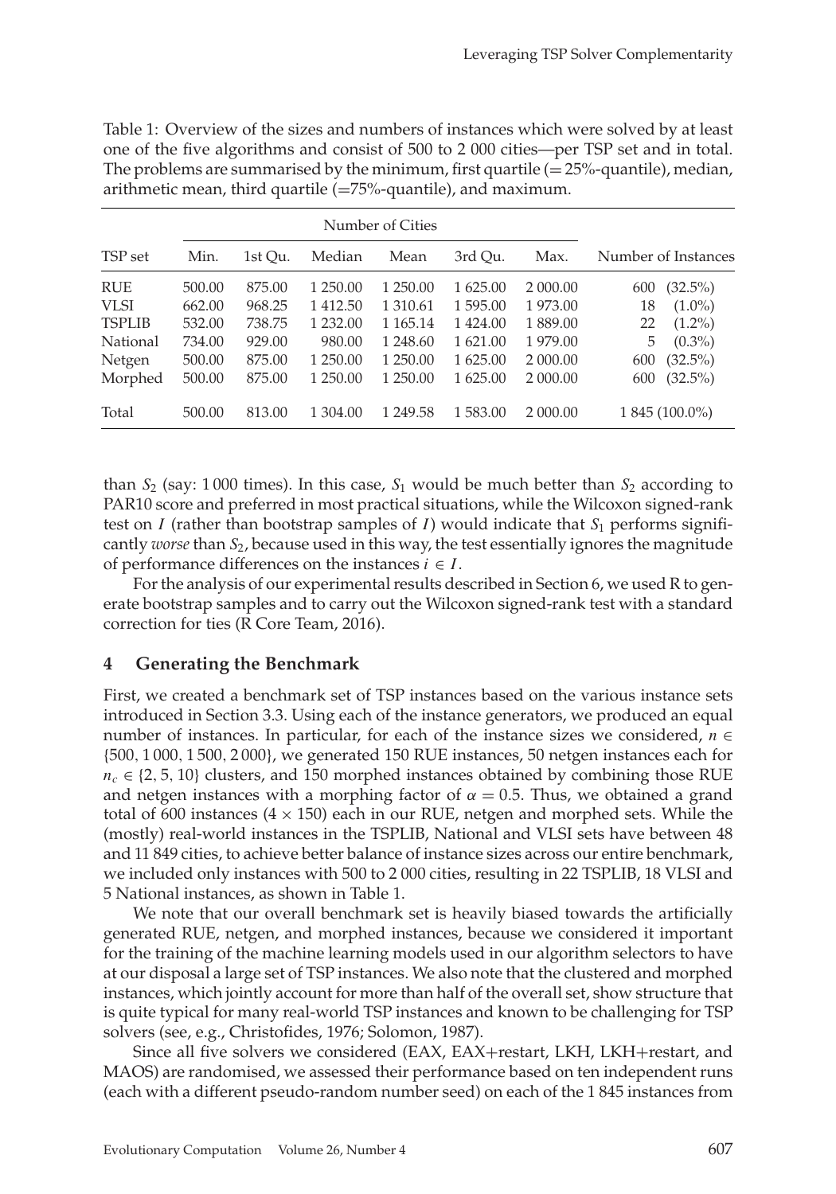Table 1: Overview of the sizes and numbers of instances which were solved by at least one of the five algorithms and consist of 500 to 2 000 cities—per TSP set and in total. The problems are summarised by the minimum, first quartile (= 25%-quantile), median, arithmetic mean, third quartile (=75%-quantile), and maximum.

| | Number of Cities | | | | | | |
|---|---|---|---|---|---|---|---|
| TSP set | Min. | 1st Qu. | Median | Mean | 3rd Qu. | Max. | Number of Instances |
| RUE | 500.00 | 875.00 | 1 250.00 | 1 250.00 | 1 625.00 | 2 000.00 | 600 (32.5%) |
| VLSI | 662.00 | 968.25 | 1 412.50 | 1 310.61 | 1 595.00 | 1 973.00 | 18 (1.0%) |
| TSPLIB | 532.00 | 738.75 | 1 232.00 | 1 165.14 | 1 424.00 | 1 889.00 | 22 (1.2%) |
| National | 734.00 | 929.00 | 980.00 | 1 248.60 | 1 621.00 | 1 979.00 | 5 (0.3%) |
| Netgen | 500.00 | 875.00 | 1 250.00 | 1 250.00 | 1 625.00 | 2 000.00 | 600 (32.5%) |
| Morphed | 500.00 | 875.00 | 1 250.00 | 1 250.00 | 1 625.00 | 2 000.00 | 600 (32.5%) |
| Total | 500.00 | 813.00 | 1 304.00 | 1 249.58 | 1 583.00 | 2 000.00 | 1 845 (100.0%) |

than $S_2$ (say: 1 000 times). In this case, $S_1$ would be much better than $S_2$ according to PAR10 score and preferred in most practical situations, while the Wilcoxon signed-rank test on $I$ (rather than bootstrap samples of $I$) would indicate that $S_1$ performs significantly *worse* than $S_2$, because used in this way, the test essentially ignores the magnitude of performance differences on the instances $i \in I$.

For the analysis of our experimental results described in Section 6, we used R to generate bootstrap samples and to carry out the Wilcoxon signed-rank test with a standard correction for ties (R Core Team, 2016).

## 4 Generating the Benchmark

First, we created a benchmark set of TSP instances based on the various instance sets introduced in Section 3.3. Using each of the instance generators, we produced an equal number of instances. In particular, for each of the instance sizes we considered, $n \in \{500, 1\,000, 1\,500, 2\,000\}$, we generated 150 RUE instances, 50 netgen instances each for $n_c \in \{2, 5, 10\}$ clusters, and 150 morphed instances obtained by combining those RUE and netgen instances with a morphing factor of $\alpha = 0.5$. Thus, we obtained a grand total of 600 instances ($4 \times 150$) each in our RUE, netgen and morphed sets. While the (mostly) real-world instances in the TSPLIB, National and VLSI sets have between 48 and 11 849 cities, to achieve better balance of instance sizes across our entire benchmark, we included only instances with 500 to 2 000 cities, resulting in 22 TSPLIB, 18 VLSI and 5 National instances, as shown in Table 1.

We note that our overall benchmark set is heavily biased towards the artificially generated RUE, netgen, and morphed instances, because we considered it important for the training of the machine learning models used in our algorithm selectors to have at our disposal a large set of TSP instances. We also note that the clustered and morphed instances, which jointly account for more than half of the overall set, show structure that is quite typical for many real-world TSP instances and known to be challenging for TSP solvers (see, e.g., Christofides, 1976; Solomon, 1987).

Since all five solvers we considered (EAX, EAX+restart, LKH, LKH+restart, and MAOS) are randomised, we assessed their performance based on ten independent runs (each with a different pseudo-random number seed) on each of the 1 845 instances from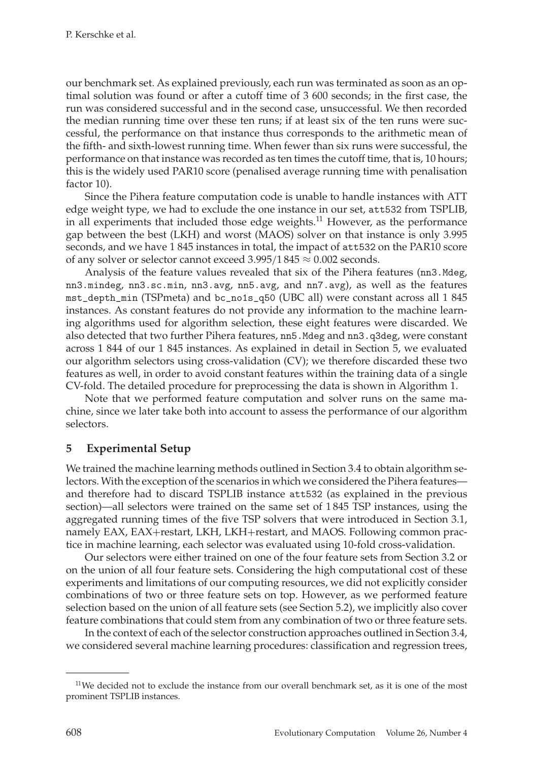our benchmark set. As explained previously, each run was terminated as soon as an optimal solution was found or after a cutoff time of 3 600 seconds; in the first case, the run was considered successful and in the second case, unsuccessful. We then recorded the median running time over these ten runs; if at least six of the ten runs were successful, the performance on that instance thus corresponds to the arithmetic mean of the fifth- and sixth-lowest running time. When fewer than six runs were successful, the performance on that instance was recorded as ten times the cutoff time, that is, 10 hours; this is the widely used PAR10 score (penalised average running time with penalisation factor 10).

Since the Pihera feature computation code is unable to handle instances with ATT edge weight type, we had to exclude the one instance in our set, `att532` from TSPLIB, in all experiments that included those edge weights.[11] However, as the performance gap between the best (LKH) and worst (MAOS) solver on that instance is only 3.995 seconds, and we have 1 845 instances in total, the impact of `att532` on the PAR10 score of any solver or selector cannot exceed $3.995/1\,845 \approx 0.002$ seconds.

Analysis of the feature values revealed that six of the Pihera features (`nn3.Mdeg`, `nn3.mindeg`, `nn3.sc.min`, `nn3.avg`, `nn5.avg`, and `nn7.avg`), as well as the features `mst_depth_min` (TSPmeta) and `bc_no1s_q50` (UBC all) were constant across all 1 845 instances. As constant features do not provide any information to the machine learning algorithms used for algorithm selection, these eight features were discarded. We also detected that two further Pihera features, `nn5.Mdeg` and `nn3.q3deg`, were constant across 1 844 of our 1 845 instances. As explained in detail in Section 5, we evaluated our algorithm selectors using cross-validation (CV); we therefore discarded these two features as well, in order to avoid constant features within the training data of a single CV-fold. The detailed procedure for preprocessing the data is shown in Algorithm 1.

Note that we performed feature computation and solver runs on the same machine, since we later take both into account to assess the performance of our algorithm selectors.

## 5 Experimental Setup

We trained the machine learning methods outlined in Section 3.4 to obtain algorithm selectors. With the exception of the scenarios in which we considered the Pihera features—and therefore had to discard TSPLIB instance `att532` (as explained in the previous section)—all selectors were trained on the same set of 1 845 TSP instances, using the aggregated running times of the five TSP solvers that were introduced in Section 3.1, namely EAX, EAX+restart, LKH, LKH+restart, and MAOS. Following common practice in machine learning, each selector was evaluated using 10-fold cross-validation.

Our selectors were either trained on one of the four feature sets from Section 3.2 or on the union of all four feature sets. Considering the high computational cost of these experiments and limitations of our computing resources, we did not explicitly consider combinations of two or three feature sets on top. However, as we performed feature selection based on the union of all feature sets (see Section 5.2), we implicitly also cover feature combinations that could stem from any combination of two or three feature sets.

In the context of each of the selector construction approaches outlined in Section 3.4, we considered several machine learning procedures: classification and regression trees,

---

[11] We decided not to exclude the instance from our overall benchmark set, as it is one of the most prominent TSPLIB instances.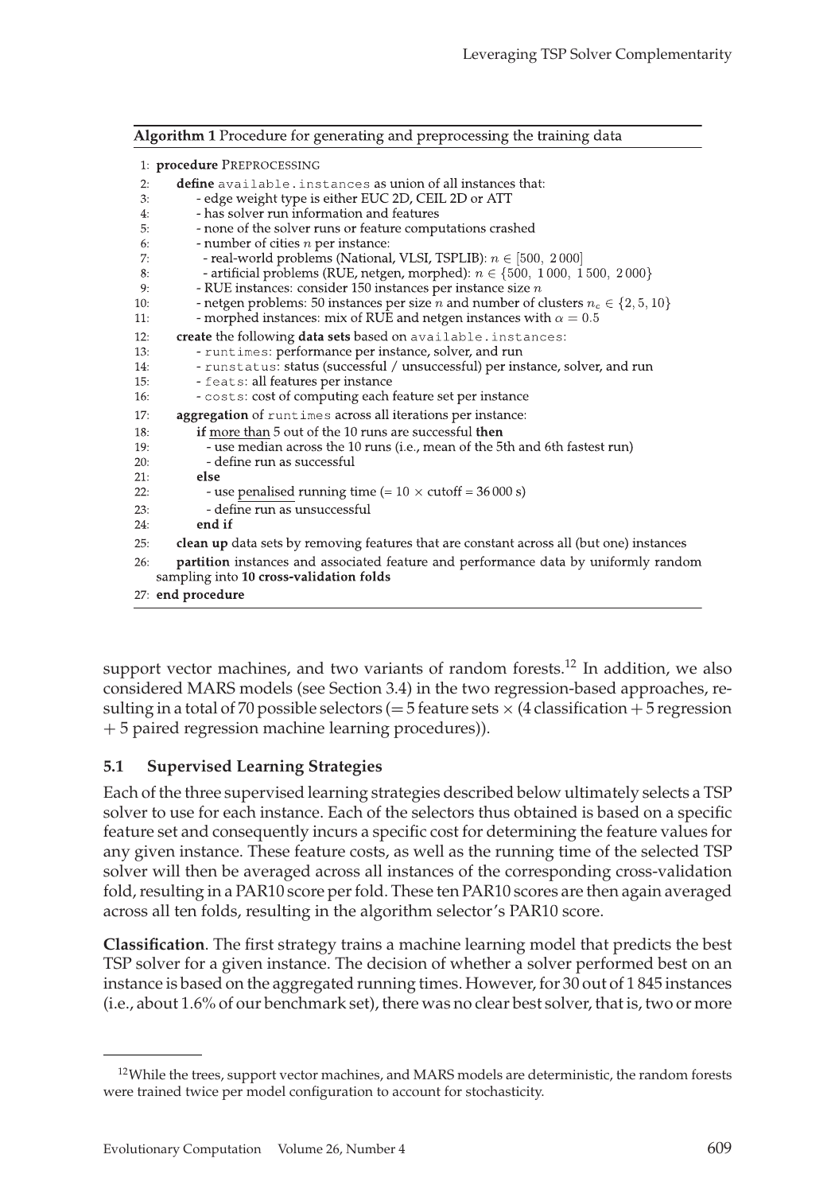**Algorithm 1** Procedure for generating and preprocessing the training data

```
1: procedure PREPROCESSING
2:     define available.instances as union of all instances that:
3:       - edge weight type is either EUC 2D, CEIL 2D or ATT
4:       - has solver run information and features
5:       - none of the solver runs or feature computations crashed
6:       - number of cities n per instance:
7:         - real-world problems (National, VLSI, TSPLIB): n ∈ [500, 2 000]
8:         - artificial problems (RUE, netgen, morphed): n ∈ {500, 1 000, 1 500, 2 000}
9:       - RUE instances: consider 150 instances per instance size n
10:      - netgen problems: 50 instances per size n and number of clusters n_c ∈ {2, 5, 10}
11:      - morphed instances: mix of RUE and netgen instances with α = 0.5
12:    create the following data sets based on available.instances:
13:      - runtimes: performance per instance, solver, and run
14:      - runstatus: status (successful / unsuccessful) per instance, solver, and run
15:      - feats: all features per instance
16:      - costs: cost of computing each feature set per instance
17:    aggregation of runtimes across all iterations per instance:
18:        if more than 5 out of the 10 runs are successful then
19:          - use median across the 10 runs (i.e., mean of the 5th and 6th fastest run)
20:          - define run as successful
21:        else
22:          - use penalised running time (= 10 × cutoff = 36 000 s)
23:          - define run as unsuccessful
24:        end if
25:    clean up data sets by removing features that are constant across all (but one) instances
26:    partition instances and associated feature and performance data by uniformly random
       sampling into 10 cross-validation folds
27: end procedure
```

support vector machines, and two variants of random forests.[12] In addition, we also considered MARS models (see Section 3.4) in the two regression-based approaches, resulting in a total of 70 possible selectors (= 5 feature sets × (4 classification + 5 regression + 5 paired regression machine learning procedures)).

### 5.1 Supervised Learning Strategies

Each of the three supervised learning strategies described below ultimately selects a TSP solver to use for each instance. Each of the selectors thus obtained is based on a specific feature set and consequently incurs a specific cost for determining the feature values for any given instance. These feature costs, as well as the running time of the selected TSP solver will then be averaged across all instances of the corresponding cross-validation fold, resulting in a PAR10 score per fold. These ten PAR10 scores are then again averaged across all ten folds, resulting in the algorithm selector's PAR10 score.

**Classification**. The first strategy trains a machine learning model that predicts the best TSP solver for a given instance. The decision of whether a solver performed best on an instance is based on the aggregated running times. However, for 30 out of 1 845 instances (i.e., about 1.6% of our benchmark set), there was no clear best solver, that is, two or more

[12] While the trees, support vector machines, and MARS models are deterministic, the random forests were trained twice per model configuration to account for stochasticity.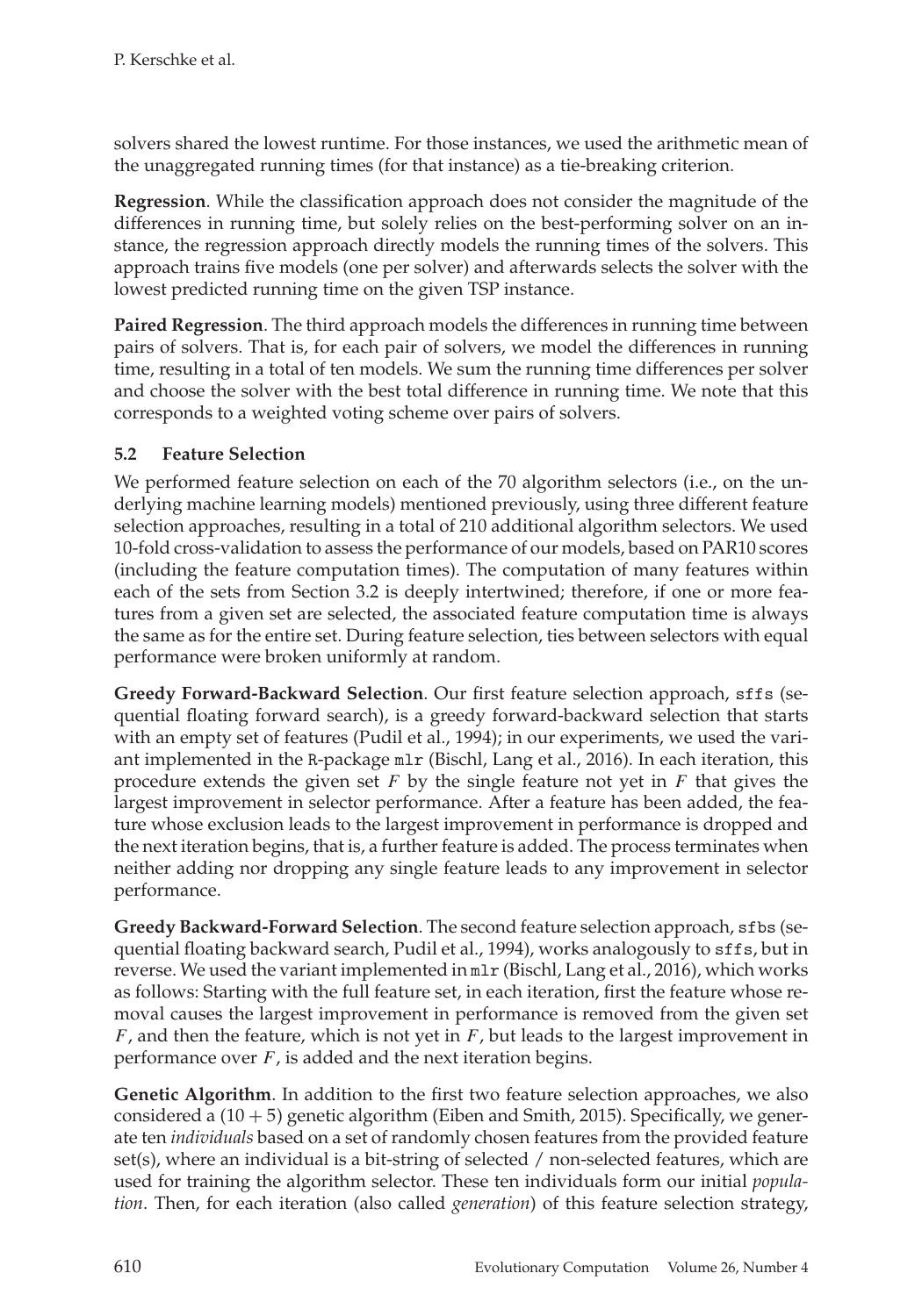solvers shared the lowest runtime. For those instances, we used the arithmetic mean of the unaggregated running times (for that instance) as a tie-breaking criterion.

**Regression**. While the classification approach does not consider the magnitude of the differences in running time, but solely relies on the best-performing solver on an instance, the regression approach directly models the running times of the solvers. This approach trains five models (one per solver) and afterwards selects the solver with the lowest predicted running time on the given TSP instance.

**Paired Regression**. The third approach models the differences in running time between pairs of solvers. That is, for each pair of solvers, we model the differences in running time, resulting in a total of ten models. We sum the running time differences per solver and choose the solver with the best total difference in running time. We note that this corresponds to a weighted voting scheme over pairs of solvers.

### 5.2 Feature Selection

We performed feature selection on each of the 70 algorithm selectors (i.e., on the underlying machine learning models) mentioned previously, using three different feature selection approaches, resulting in a total of 210 additional algorithm selectors. We used 10-fold cross-validation to assess the performance of our models, based on PAR10 scores (including the feature computation times). The computation of many features within each of the sets from Section 3.2 is deeply intertwined; therefore, if one or more features from a given set are selected, the associated feature computation time is always the same as for the entire set. During feature selection, ties between selectors with equal performance were broken uniformly at random.

**Greedy Forward-Backward Selection**. Our first feature selection approach, `sffs` (sequential floating forward search), is a greedy forward-backward selection that starts with an empty set of features (Pudil et al., 1994); in our experiments, we used the variant implemented in the R-package `mlr` (Bischl, Lang et al., 2016). In each iteration, this procedure extends the given set $F$ by the single feature not yet in $F$ that gives the largest improvement in selector performance. After a feature has been added, the feature whose exclusion leads to the largest improvement in performance is dropped and the next iteration begins, that is, a further feature is added. The process terminates when neither adding nor dropping any single feature leads to any improvement in selector performance.

**Greedy Backward-Forward Selection**. The second feature selection approach, `sfbs` (sequential floating backward search, Pudil et al., 1994), works analogously to `sffs`, but in reverse. We used the variant implemented in `mlr` (Bischl, Lang et al., 2016), which works as follows: Starting with the full feature set, in each iteration, first the feature whose removal causes the largest improvement in performance is removed from the given set $F$, and then the feature, which is not yet in $F$, but leads to the largest improvement in performance over $F$, is added and the next iteration begins.

**Genetic Algorithm**. In addition to the first two feature selection approaches, we also considered a $(10 + 5)$ genetic algorithm (Eiben and Smith, 2015). Specifically, we generate ten *individuals* based on a set of randomly chosen features from the provided feature set(s), where an individual is a bit-string of selected / non-selected features, which are used for training the algorithm selector. These ten individuals form our initial *population*. Then, for each iteration (also called *generation*) of this feature selection strategy,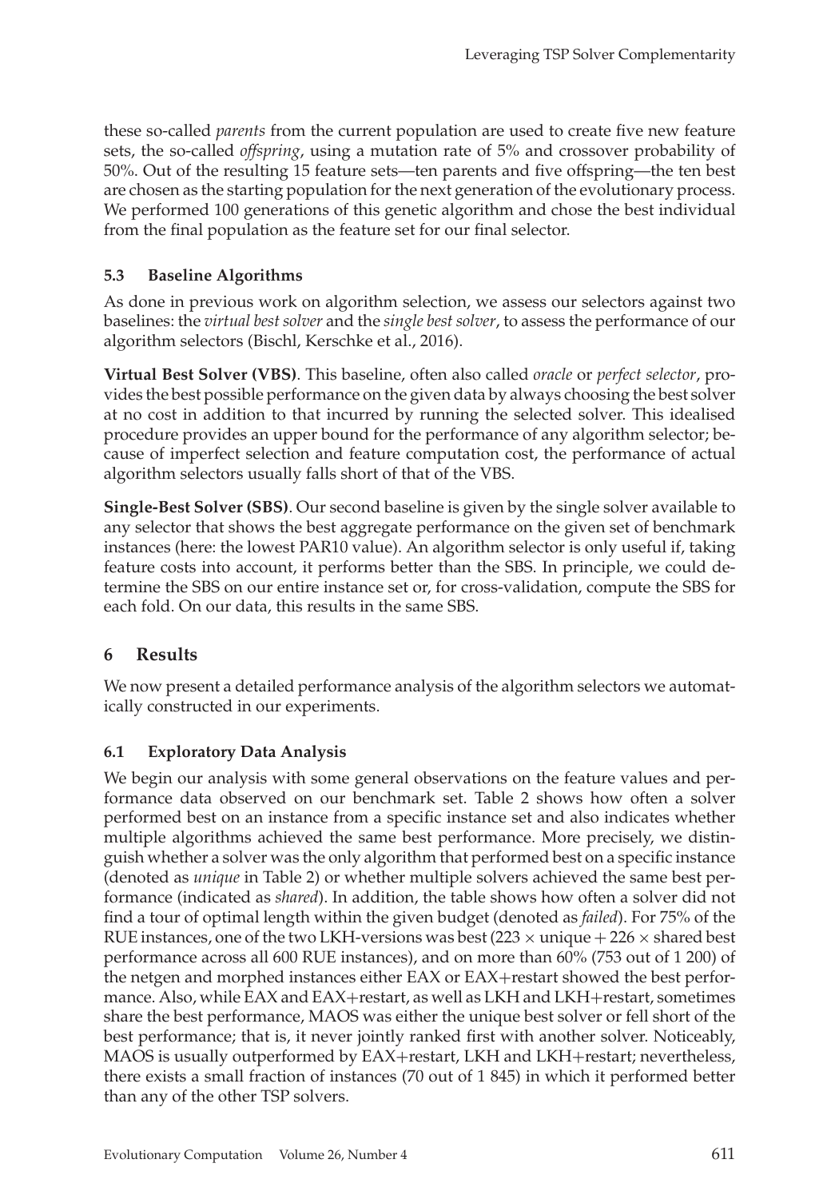these so-called *parents* from the current population are used to create five new feature sets, the so-called *offspring*, using a mutation rate of 5% and crossover probability of 50%. Out of the resulting 15 feature sets—ten parents and five offspring—the ten best are chosen as the starting population for the next generation of the evolutionary process. We performed 100 generations of this genetic algorithm and chose the best individual from the final population as the feature set for our final selector.

### 5.3 Baseline Algorithms

As done in previous work on algorithm selection, we assess our selectors against two baselines: the *virtual best solver* and the *single best solver*, to assess the performance of our algorithm selectors (Bischl, Kerschke et al., 2016).

**Virtual Best Solver (VBS)**. This baseline, often also called *oracle* or *perfect selector*, provides the best possible performance on the given data by always choosing the best solver at no cost in addition to that incurred by running the selected solver. This idealised procedure provides an upper bound for the performance of any algorithm selector; because of imperfect selection and feature computation cost, the performance of actual algorithm selectors usually falls short of that of the VBS.

**Single-Best Solver (SBS)**. Our second baseline is given by the single solver available to any selector that shows the best aggregate performance on the given set of benchmark instances (here: the lowest PAR10 value). An algorithm selector is only useful if, taking feature costs into account, it performs better than the SBS. In principle, we could determine the SBS on our entire instance set or, for cross-validation, compute the SBS for each fold. On our data, this results in the same SBS.

## 6 Results

We now present a detailed performance analysis of the algorithm selectors we automatically constructed in our experiments.

### 6.1 Exploratory Data Analysis

We begin our analysis with some general observations on the feature values and performance data observed on our benchmark set. Table 2 shows how often a solver performed best on an instance from a specific instance set and also indicates whether multiple algorithms achieved the same best performance. More precisely, we distinguish whether a solver was the only algorithm that performed best on a specific instance (denoted as *unique* in Table 2) or whether multiple solvers achieved the same best performance (indicated as *shared*). In addition, the table shows how often a solver did not find a tour of optimal length within the given budget (denoted as *failed*). For 75% of the RUE instances, one of the two LKH-versions was best ($223 \times$ unique $+ 226 \times$ shared best performance across all 600 RUE instances), and on more than 60% (753 out of 1 200) of the netgen and morphed instances either EAX or EAX+restart showed the best performance. Also, while EAX and EAX+restart, as well as LKH and LKH+restart, sometimes share the best performance, MAOS was either the unique best solver or fell short of the best performance; that is, it never jointly ranked first with another solver. Noticeably, MAOS is usually outperformed by EAX+restart, LKH and LKH+restart; nevertheless, there exists a small fraction of instances (70 out of 1 845) in which it performed better than any of the other TSP solvers.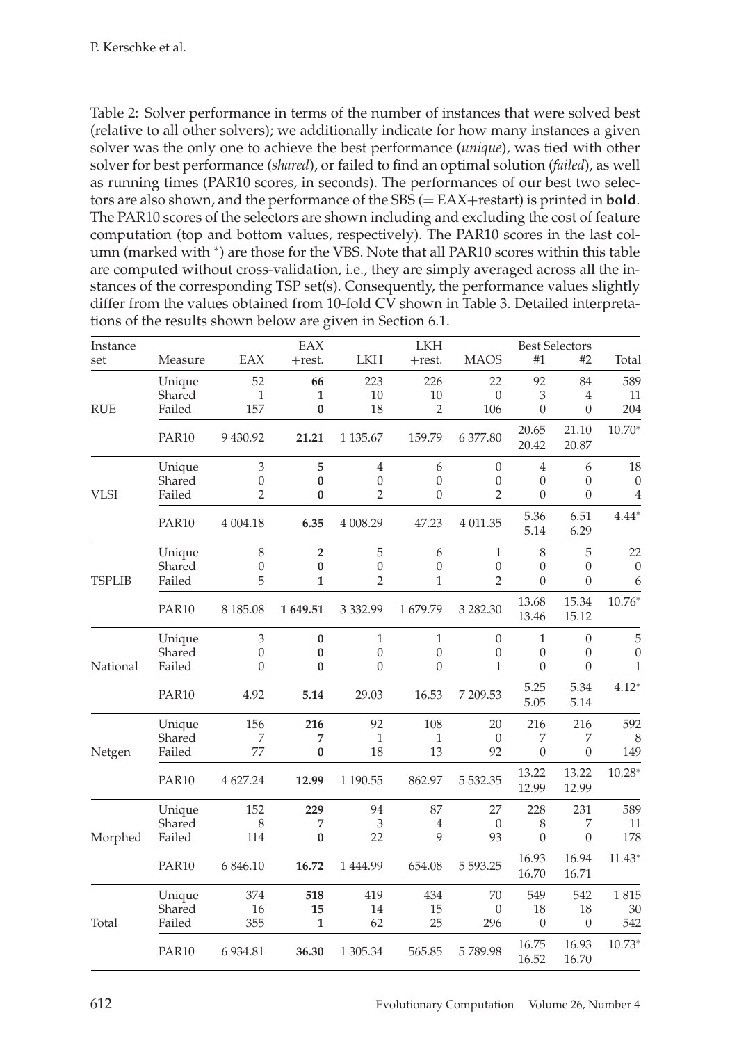Table 2: Solver performance in terms of the number of instances that were solved best (relative to all other solvers); we additionally indicate for how many instances a given solver was the only one to achieve the best performance (*unique*), was tied with other solver for best performance (*shared*), or failed to find an optimal solution (*failed*), as well as running times (PAR10 scores, in seconds). The performances of our best two selectors are also shown, and the performance of the SBS (= EAX+restart) is printed in **bold**. The PAR10 scores of the selectors are shown including and excluding the cost of feature computation (top and bottom values, respectively). The PAR10 scores in the last column (marked with *) are those for the VBS. Note that all PAR10 scores within this table are computed without cross-validation, i.e., they are simply averaged across all the instances of the corresponding TSP set(s). Consequently, the performance values slightly differ from the values obtained from 10-fold CV shown in Table 3. Detailed interpretations of the results shown below are given in Section 6.1.

| Instance set | Measure | EAX | EAX +rest. | LKH | LKH +rest. | MAOS | Best Selectors #1 | Best Selectors #2 | Total |
|---|---|---|---|---|---|---|---|---|---|
| RUE | Unique | 52 | **66** | 223 | 226 | 22 | 92 | 84 | 589 |
| | Shared | 1 | **1** | 10 | 10 | 0 | 3 | 4 | 11 |
| | Failed | 157 | **0** | 18 | 2 | 106 | 0 | 0 | 204 |
| | PAR10 | 9 430.92 | **21.21** | 1 135.67 | 159.79 | 6 377.80 | 20.65 / 20.42 | 21.10 / 20.87 | 10.70* |
| VLSI | Unique | 3 | **5** | 4 | 6 | 0 | 4 | 6 | 18 |
| | Shared | 0 | **0** | 0 | 0 | 0 | 0 | 0 | 0 |
| | Failed | 2 | **0** | 2 | 0 | 2 | 0 | 0 | 4 |
| | PAR10 | 4 004.18 | **6.35** | 4 008.29 | 47.23 | 4 011.35 | 5.36 / 5.14 | 6.51 / 6.29 | 4.44* |
| TSPLIB | Unique | 8 | **2** | 5 | 6 | 1 | 8 | 5 | 22 |
| | Shared | 0 | **0** | 0 | 0 | 0 | 0 | 0 | 0 |
| | Failed | 5 | **1** | 2 | 1 | 2 | 0 | 0 | 6 |
| | PAR10 | 8 185.08 | **1 649.51** | 3 332.99 | 1 679.79 | 3 282.30 | 13.68 / 13.46 | 15.34 / 15.12 | 10.76* |
| National | Unique | 3 | **0** | 1 | 1 | 0 | 1 | 0 | 5 |
| | Shared | 0 | **0** | 0 | 0 | 0 | 0 | 0 | 0 |
| | Failed | 0 | **0** | 0 | 0 | 1 | 0 | 0 | 1 |
| | PAR10 | 4.92 | **5.14** | 29.03 | 16.53 | 7 209.53 | 5.25 / 5.05 | 5.34 / 5.14 | 4.12* |
| Netgen | Unique | 156 | **216** | 92 | 108 | 20 | 216 | 216 | 592 |
| | Shared | 7 | **7** | 1 | 1 | 0 | 7 | 7 | 8 |
| | Failed | 77 | **0** | 18 | 13 | 92 | 0 | 0 | 149 |
| | PAR10 | 4 627.24 | **12.99** | 1 190.55 | 862.97 | 5 532.35 | 13.22 / 12.99 | 13.22 / 12.99 | 10.28* |
| Morphed | Unique | 152 | **229** | 94 | 87 | 27 | 228 | 231 | 589 |
| | Shared | 8 | **7** | 3 | 4 | 0 | 8 | 7 | 11 |
| | Failed | 114 | **0** | 22 | 9 | 93 | 0 | 0 | 178 |
| | PAR10 | 6 846.10 | **16.72** | 1 444.99 | 654.08 | 5 593.25 | 16.93 / 16.70 | 16.94 / 16.71 | 11.43* |
| Total | Unique | 374 | **518** | 419 | 434 | 70 | 549 | 542 | 1 815 |
| | Shared | 16 | **15** | 14 | 15 | 0 | 18 | 18 | 30 |
| | Failed | 355 | **1** | 62 | 25 | 296 | 0 | 0 | 542 |
| | PAR10 | 6 934.81 | **36.30** | 1 305.34 | 565.85 | 5 789.98 | 16.75 / 16.52 | 16.93 / 16.70 | 10.73* |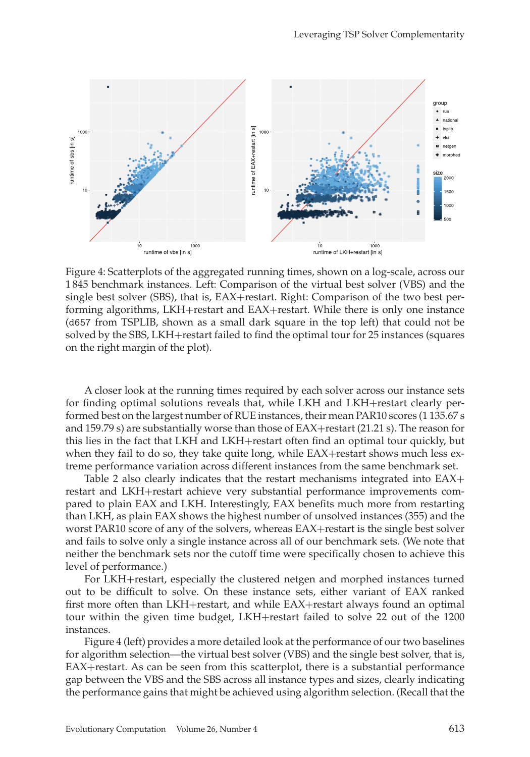Figure 4: Scatterplots of the aggregated running times, shown on a log-scale, across our 1 845 benchmark instances. Left: Comparison of the virtual best solver (VBS) and the single best solver (SBS), that is, EAX+restart. Right: Comparison of the two best performing algorithms, LKH+restart and EAX+restart. While there is only one instance (`d657` from TSPLIB, shown as a small dark square in the top left) that could not be solved by the SBS, LKH+restart failed to find the optimal tour for 25 instances (squares on the right margin of the plot).

A closer look at the running times required by each solver across our instance sets for finding optimal solutions reveals that, while LKH and LKH+restart clearly performed best on the largest number of RUE instances, their mean PAR10 scores (1 135.67 s and 159.79 s) are substantially worse than those of EAX+restart (21.21 s). The reason for this lies in the fact that LKH and LKH+restart often find an optimal tour quickly, but when they fail to do so, they take quite long, while EAX+restart shows much less extreme performance variation across different instances from the same benchmark set.

Table 2 also clearly indicates that the restart mechanisms integrated into EAX+restart and LKH+restart achieve very substantial performance improvements compared to plain EAX and LKH. Interestingly, EAX benefits much more from restarting than LKH, as plain EAX shows the highest number of unsolved instances (355) and the worst PAR10 score of any of the solvers, whereas EAX+restart is the single best solver and fails to solve only a single instance across all of our benchmark sets. (We note that neither the benchmark sets nor the cutoff time were specifically chosen to achieve this level of performance.)

For LKH+restart, especially the clustered netgen and morphed instances turned out to be difficult to solve. On these instance sets, either variant of EAX ranked first more often than LKH+restart, and while EAX+restart always found an optimal tour within the given time budget, LKH+restart failed to solve 22 out of the 1200 instances.

Figure 4 (left) provides a more detailed look at the performance of our two baselines for algorithm selection—the virtual best solver (VBS) and the single best solver, that is, EAX+restart. As can be seen from this scatterplot, there is a substantial performance gap between the VBS and the SBS across all instance types and sizes, clearly indicating the performance gains that might be achieved using algorithm selection. (Recall that the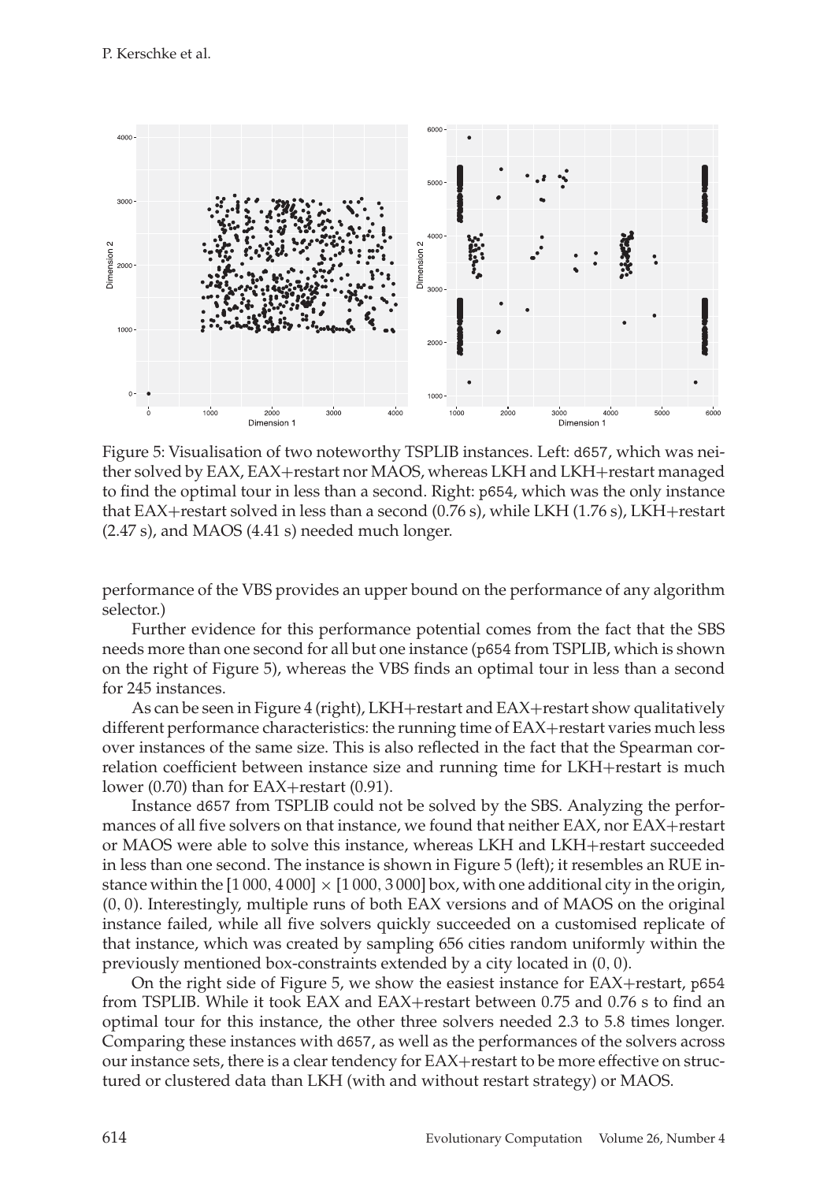Figure 5: Visualisation of two noteworthy TSPLIB instances. Left: d657, which was neither solved by EAX, EAX+restart nor MAOS, whereas LKH and LKH+restart managed to find the optimal tour in less than a second. Right: p654, which was the only instance that EAX+restart solved in less than a second (0.76 s), while LKH (1.76 s), LKH+restart (2.47 s), and MAOS (4.41 s) needed much longer.

performance of the VBS provides an upper bound on the performance of any algorithm selector.)

Further evidence for this performance potential comes from the fact that the SBS needs more than one second for all but one instance (p654 from TSPLIB, which is shown on the right of Figure 5), whereas the VBS finds an optimal tour in less than a second for 245 instances.

As can be seen in Figure 4 (right), LKH+restart and EAX+restart show qualitatively different performance characteristics: the running time of EAX+restart varies much less over instances of the same size. This is also reflected in the fact that the Spearman correlation coefficient between instance size and running time for LKH+restart is much lower (0.70) than for EAX+restart (0.91).

Instance d657 from TSPLIB could not be solved by the SBS. Analyzing the performances of all five solvers on that instance, we found that neither EAX, nor EAX+restart or MAOS were able to solve this instance, whereas LKH and LKH+restart succeeded in less than one second. The instance is shown in Figure 5 (left); it resembles an RUE instance within the $[1\,000, 4\,000] \times [1\,000, 3\,000]$ box, with one additional city in the origin, $(0, 0)$. Interestingly, multiple runs of both EAX versions and of MAOS on the original instance failed, while all five solvers quickly succeeded on a customised replicate of that instance, which was created by sampling 656 cities random uniformly within the previously mentioned box-constraints extended by a city located in $(0, 0)$.

On the right side of Figure 5, we show the easiest instance for EAX+restart, p654 from TSPLIB. While it took EAX and EAX+restart between 0.75 and 0.76 s to find an optimal tour for this instance, the other three solvers needed 2.3 to 5.8 times longer. Comparing these instances with d657, as well as the performances of the solvers across our instance sets, there is a clear tendency for EAX+restart to be more effective on structured or clustered data than LKH (with and without restart strategy) or MAOS.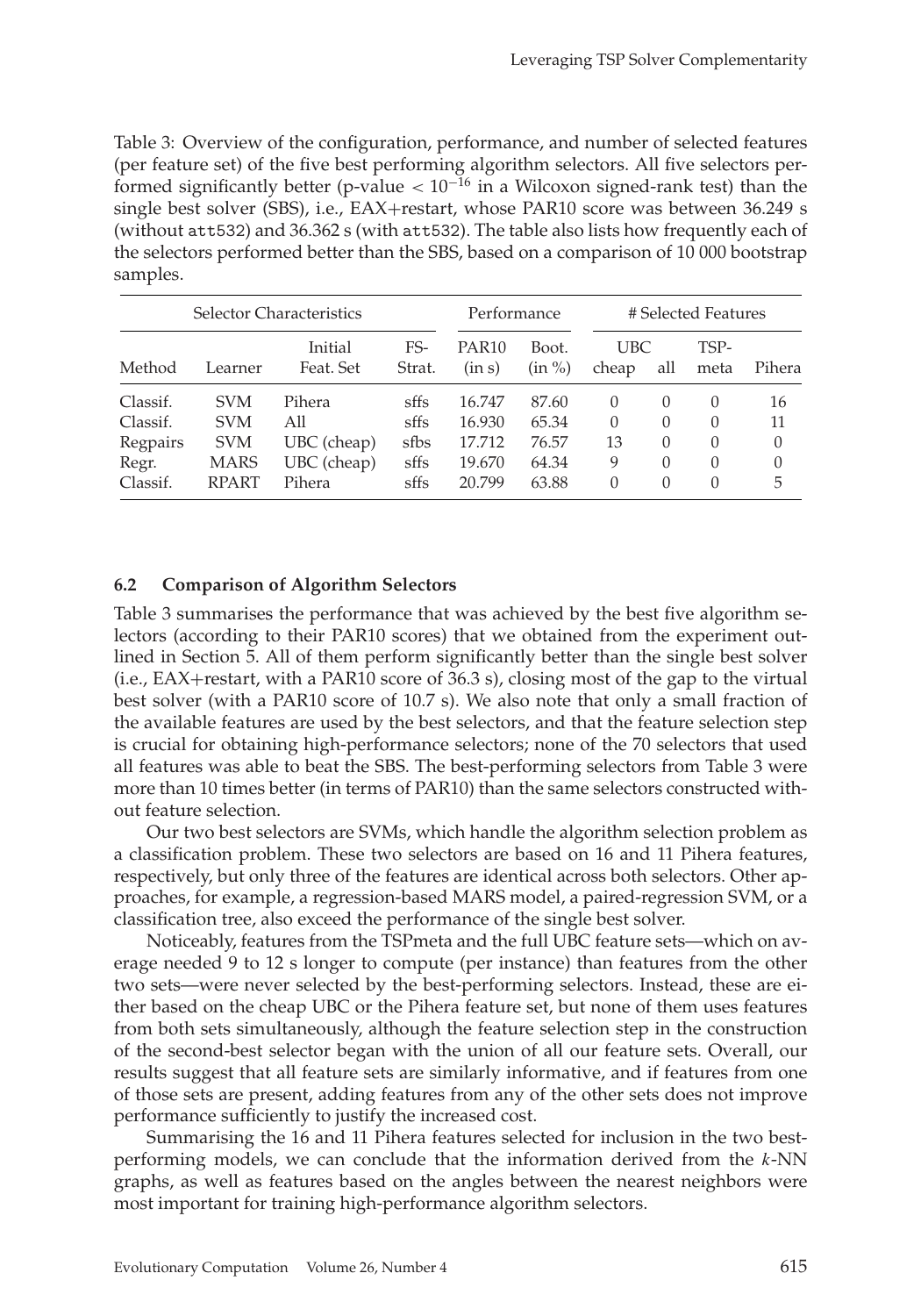Table 3: Overview of the configuration, performance, and number of selected features (per feature set) of the five best performing algorithm selectors. All five selectors performed significantly better (p-value $< 10^{-16}$ in a Wilcoxon signed-rank test) than the single best solver (SBS), i.e., EAX+restart, whose PAR10 score was between 36.249 s (without `att532`) and 36.362 s (with `att532`). The table also lists how frequently each of the selectors performed better than the SBS, based on a comparison of 10 000 bootstrap samples.

| Selector Characteristics | | | | Performance | | # Selected Features | | | |
|---|---|---|---|---|---|---|---|---|---|
| Method | Learner | Initial Feat. Set | FS-Strat. | PAR10 (in s) | Boot. (in %) | UBC cheap | UBC all | TSP-meta | Pihera |
| Classif. | SVM | Pihera | sffs | 16.747 | 87.60 | 0 | 0 | 0 | 16 |
| Classif. | SVM | All | sffs | 16.930 | 65.34 | 0 | 0 | 0 | 11 |
| Regpairs | SVM | UBC (cheap) | sfbs | 17.712 | 76.57 | 13 | 0 | 0 | 0 |
| Regr. | MARS | UBC (cheap) | sffs | 19.670 | 64.34 | 9 | 0 | 0 | 0 |
| Classif. | RPART | Pihera | sffs | 20.799 | 63.88 | 0 | 0 | 0 | 5 |

### 6.2 Comparison of Algorithm Selectors

Table 3 summarises the performance that was achieved by the best five algorithm selectors (according to their PAR10 scores) that we obtained from the experiment outlined in Section 5. All of them perform significantly better than the single best solver (i.e., EAX+restart, with a PAR10 score of 36.3 s), closing most of the gap to the virtual best solver (with a PAR10 score of 10.7 s). We also note that only a small fraction of the available features are used by the best selectors, and that the feature selection step is crucial for obtaining high-performance selectors; none of the 70 selectors that used all features was able to beat the SBS. The best-performing selectors from Table 3 were more than 10 times better (in terms of PAR10) than the same selectors constructed without feature selection.

Our two best selectors are SVMs, which handle the algorithm selection problem as a classification problem. These two selectors are based on 16 and 11 Pihera features, respectively, but only three of the features are identical across both selectors. Other approaches, for example, a regression-based MARS model, a paired-regression SVM, or a classification tree, also exceed the performance of the single best solver.

Noticeably, features from the TSPmeta and the full UBC feature sets—which on average needed 9 to 12 s longer to compute (per instance) than features from the other two sets—were never selected by the best-performing selectors. Instead, these are either based on the cheap UBC or the Pihera feature set, but none of them uses features from both sets simultaneously, although the feature selection step in the construction of the second-best selector began with the union of all our feature sets. Overall, our results suggest that all feature sets are similarly informative, and if features from one of those sets are present, adding features from any of the other sets does not improve performance sufficiently to justify the increased cost.

Summarising the 16 and 11 Pihera features selected for inclusion in the two best-performing models, we can conclude that the information derived from the $k$-NN graphs, as well as features based on the angles between the nearest neighbors were most important for training high-performance algorithm selectors.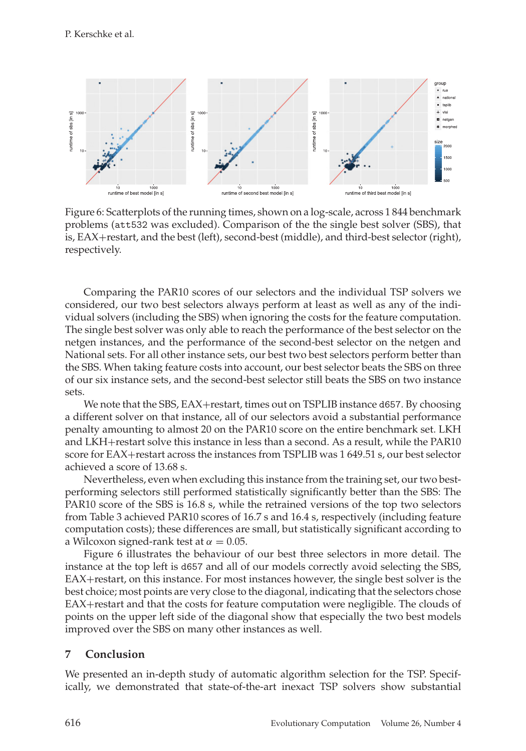Figure 6: Scatterplots of the running times, shown on a log-scale, across 1 844 benchmark problems (`att532` was excluded). Comparison of the the single best solver (SBS), that is, EAX+restart, and the best (left), second-best (middle), and third-best selector (right), respectively.

Comparing the PAR10 scores of our selectors and the individual TSP solvers we considered, our two best selectors always perform at least as well as any of the individual solvers (including the SBS) when ignoring the costs for the feature computation. The single best solver was only able to reach the performance of the best selector on the netgen instances, and the performance of the second-best selector on the netgen and National sets. For all other instance sets, our best two best selectors perform better than the SBS. When taking feature costs into account, our best selector beats the SBS on three of our six instance sets, and the second-best selector still beats the SBS on two instance sets.

We note that the SBS, EAX+restart, times out on TSPLIB instance `d657`. By choosing a different solver on that instance, all of our selectors avoid a substantial performance penalty amounting to almost 20 on the PAR10 score on the entire benchmark set. LKH and LKH+restart solve this instance in less than a second. As a result, while the PAR10 score for EAX+restart across the instances from TSPLIB was 1 649.51 s, our best selector achieved a score of 13.68 s.

Nevertheless, even when excluding this instance from the training set, our two best-performing selectors still performed statistically significantly better than the SBS: The PAR10 score of the SBS is 16.8 s, while the retrained versions of the top two selectors from Table 3 achieved PAR10 scores of 16.7 s and 16.4 s, respectively (including feature computation costs); these differences are small, but statistically significant according to a Wilcoxon signed-rank test at $\alpha = 0.05$.

Figure 6 illustrates the behaviour of our best three selectors in more detail. The instance at the top left is `d657` and all of our models correctly avoid selecting the SBS, EAX+restart, on this instance. For most instances however, the single best solver is the best choice; most points are very close to the diagonal, indicating that the selectors chose EAX+restart and that the costs for feature computation were negligible. The clouds of points on the upper left side of the diagonal show that especially the two best models improved over the SBS on many other instances as well.

## 7 Conclusion

We presented an in-depth study of automatic algorithm selection for the TSP. Specifically, we demonstrated that state-of-the-art inexact TSP solvers show substantial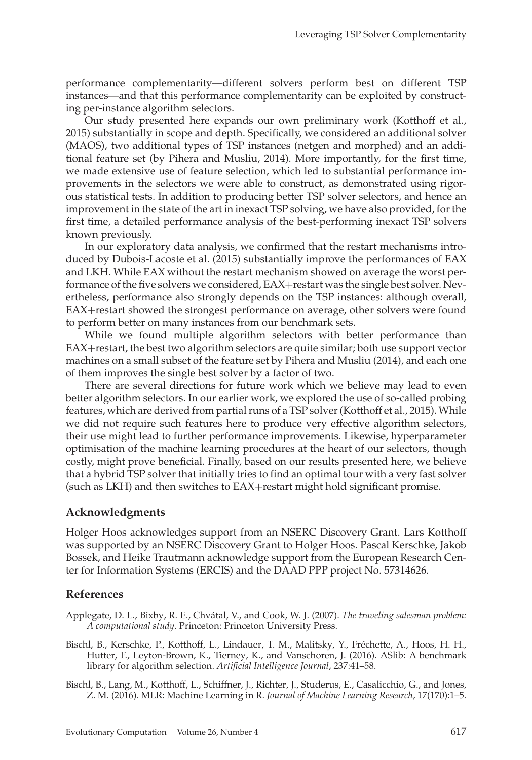performance complementarity—different solvers perform best on different TSP instances—and that this performance complementarity can be exploited by constructing per-instance algorithm selectors.

Our study presented here expands our own preliminary work (Kotthoff et al., 2015) substantially in scope and depth. Specifically, we considered an additional solver (MAOS), two additional types of TSP instances (netgen and morphed) and an additional feature set (by Pihera and Musliu, 2014). More importantly, for the first time, we made extensive use of feature selection, which led to substantial performance improvements in the selectors we were able to construct, as demonstrated using rigorous statistical tests. In addition to producing better TSP solver selectors, and hence an improvement in the state of the art in inexact TSP solving, we have also provided, for the first time, a detailed performance analysis of the best-performing inexact TSP solvers known previously.

In our exploratory data analysis, we confirmed that the restart mechanisms introduced by Dubois-Lacoste et al. (2015) substantially improve the performances of EAX and LKH. While EAX without the restart mechanism showed on average the worst performance of the five solvers we considered, EAX+restart was the single best solver. Nevertheless, performance also strongly depends on the TSP instances: although overall, EAX+restart showed the strongest performance on average, other solvers were found to perform better on many instances from our benchmark sets.

While we found multiple algorithm selectors with better performance than EAX+restart, the best two algorithm selectors are quite similar; both use support vector machines on a small subset of the feature set by Pihera and Musliu (2014), and each one of them improves the single best solver by a factor of two.

There are several directions for future work which we believe may lead to even better algorithm selectors. In our earlier work, we explored the use of so-called probing features, which are derived from partial runs of a TSP solver (Kotthoff et al., 2015). While we did not require such features here to produce very effective algorithm selectors, their use might lead to further performance improvements. Likewise, hyperparameter optimisation of the machine learning procedures at the heart of our selectors, though costly, might prove beneficial. Finally, based on our results presented here, we believe that a hybrid TSP solver that initially tries to find an optimal tour with a very fast solver (such as LKH) and then switches to EAX+restart might hold significant promise.

## Acknowledgments

Holger Hoos acknowledges support from an NSERC Discovery Grant. Lars Kotthoff was supported by an NSERC Discovery Grant to Holger Hoos. Pascal Kerschke, Jakob Bossek, and Heike Trautmann acknowledge support from the European Research Center for Information Systems (ERCIS) and the DAAD PPP project No. 57314626.

## References

Applegate, D. L., Bixby, R. E., Chvátal, V., and Cook, W. J. (2007). *The traveling salesman problem: A computational study*. Princeton: Princeton University Press.

Bischl, B., Kerschke, P., Kotthoff, L., Lindauer, T. M., Malitsky, Y., Fréchette, A., Hoos, H. H., Hutter, F., Leyton-Brown, K., Tierney, K., and Vanschoren, J. (2016). ASlib: A benchmark library for algorithm selection. *Artificial Intelligence Journal*, 237:41–58.

Bischl, B., Lang, M., Kotthoff, L., Schiffner, J., Richter, J., Studerus, E., Casalicchio, G., and Jones, Z. M. (2016). MLR: Machine Learning in R. *Journal of Machine Learning Research*, 17(170):1–5.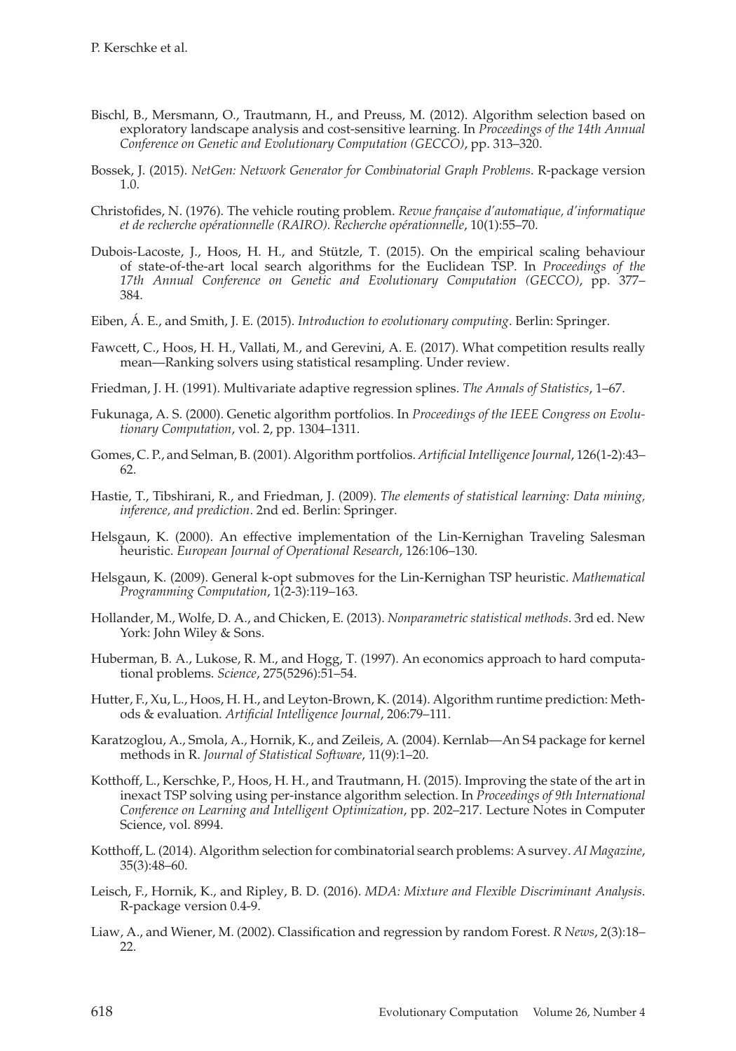Bischl, B., Mersmann, O., Trautmann, H., and Preuss, M. (2012). Algorithm selection based on exploratory landscape analysis and cost-sensitive learning. In *Proceedings of the 14th Annual Conference on Genetic and Evolutionary Computation (GECCO)*, pp. 313–320.

Bossek, J. (2015). *NetGen: Network Generator for Combinatorial Graph Problems*. R-package version 1.0.

Christofides, N. (1976). The vehicle routing problem. *Revue française d'automatique, d'informatique et de recherche opérationnelle (RAIRO). Recherche opérationnelle*, 10(1):55–70.

Dubois-Lacoste, J., Hoos, H. H., and Stützle, T. (2015). On the empirical scaling behaviour of state-of-the-art local search algorithms for the Euclidean TSP. In *Proceedings of the 17th Annual Conference on Genetic and Evolutionary Computation (GECCO)*, pp. 377–384.

Eiben, Á. E., and Smith, J. E. (2015). *Introduction to evolutionary computing*. Berlin: Springer.

Fawcett, C., Hoos, H. H., Vallati, M., and Gerevini, A. E. (2017). What competition results really mean—Ranking solvers using statistical resampling. Under review.

Friedman, J. H. (1991). Multivariate adaptive regression splines. *The Annals of Statistics*, 1–67.

Fukunaga, A. S. (2000). Genetic algorithm portfolios. In *Proceedings of the IEEE Congress on Evolutionary Computation*, vol. 2, pp. 1304–1311.

Gomes, C. P., and Selman, B. (2001). Algorithm portfolios. *Artificial Intelligence Journal*, 126(1-2):43–62.

Hastie, T., Tibshirani, R., and Friedman, J. (2009). *The elements of statistical learning: Data mining, inference, and prediction*. 2nd ed. Berlin: Springer.

Helsgaun, K. (2000). An effective implementation of the Lin-Kernighan Traveling Salesman heuristic. *European Journal of Operational Research*, 126:106–130.

Helsgaun, K. (2009). General k-opt submoves for the Lin-Kernighan TSP heuristic. *Mathematical Programming Computation*, 1(2-3):119–163.

Hollander, M., Wolfe, D. A., and Chicken, E. (2013). *Nonparametric statistical methods*. 3rd ed. New York: John Wiley & Sons.

Huberman, B. A., Lukose, R. M., and Hogg, T. (1997). An economics approach to hard computational problems. *Science*, 275(5296):51–54.

Hutter, F., Xu, L., Hoos, H. H., and Leyton-Brown, K. (2014). Algorithm runtime prediction: Methods & evaluation. *Artificial Intelligence Journal*, 206:79–111.

Karatzoglou, A., Smola, A., Hornik, K., and Zeileis, A. (2004). Kernlab—An S4 package for kernel methods in R. *Journal of Statistical Software*, 11(9):1–20.

Kotthoff, L., Kerschke, P., Hoos, H. H., and Trautmann, H. (2015). Improving the state of the art in inexact TSP solving using per-instance algorithm selection. In *Proceedings of 9th International Conference on Learning and Intelligent Optimization*, pp. 202–217. Lecture Notes in Computer Science, vol. 8994.

Kotthoff, L. (2014). Algorithm selection for combinatorial search problems: A survey. *AI Magazine*, 35(3):48–60.

Leisch, F., Hornik, K., and Ripley, B. D. (2016). *MDA: Mixture and Flexible Discriminant Analysis*. R-package version 0.4-9.

Liaw, A., and Wiener, M. (2002). Classification and regression by random Forest. *R News*, 2(3):18–22.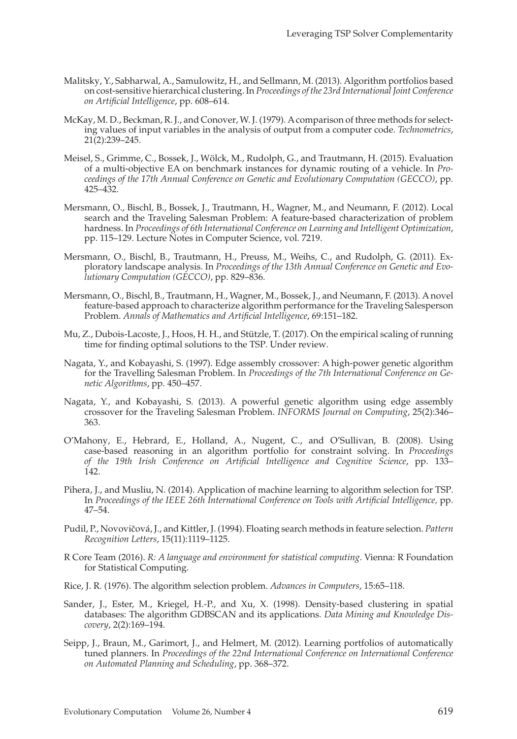Malitsky, Y., Sabharwal, A., Samulowitz, H., and Sellmann, M. (2013). Algorithm portfolios based on cost-sensitive hierarchical clustering. In *Proceedings of the 23rd International Joint Conference on Artificial Intelligence*, pp. 608–614.

McKay, M. D., Beckman, R. J., and Conover, W. J. (1979). A comparison of three methods for selecting values of input variables in the analysis of output from a computer code. *Technometrics*, 21(2):239–245.

Meisel, S., Grimme, C., Bossek, J., Wölck, M., Rudolph, G., and Trautmann, H. (2015). Evaluation of a multi-objective EA on benchmark instances for dynamic routing of a vehicle. In *Proceedings of the 17th Annual Conference on Genetic and Evolutionary Computation (GECCO)*, pp. 425–432.

Mersmann, O., Bischl, B., Bossek, J., Trautmann, H., Wagner, M., and Neumann, F. (2012). Local search and the Traveling Salesman Problem: A feature-based characterization of problem hardness. In *Proceedings of 6th International Conference on Learning and Intelligent Optimization*, pp. 115–129. Lecture Notes in Computer Science, vol. 7219.

Mersmann, O., Bischl, B., Trautmann, H., Preuss, M., Weihs, C., and Rudolph, G. (2011). Exploratory landscape analysis. In *Proceedings of the 13th Annual Conference on Genetic and Evolutionary Computation (GECCO)*, pp. 829–836.

Mersmann, O., Bischl, B., Trautmann, H., Wagner, M., Bossek, J., and Neumann, F. (2013). A novel feature-based approach to characterize algorithm performance for the Traveling Salesperson Problem. *Annals of Mathematics and Artificial Intelligence*, 69:151–182.

Mu, Z., Dubois-Lacoste, J., Hoos, H. H., and Stützle, T. (2017). On the empirical scaling of running time for finding optimal solutions to the TSP. Under review.

Nagata, Y., and Kobayashi, S. (1997). Edge assembly crossover: A high-power genetic algorithm for the Travelling Salesman Problem. In *Proceedings of the 7th International Conference on Genetic Algorithms*, pp. 450–457.

Nagata, Y., and Kobayashi, S. (2013). A powerful genetic algorithm using edge assembly crossover for the Traveling Salesman Problem. *INFORMS Journal on Computing*, 25(2):346–363.

O'Mahony, E., Hebrard, E., Holland, A., Nugent, C., and O'Sullivan, B. (2008). Using case-based reasoning in an algorithm portfolio for constraint solving. In *Proceedings of the 19th Irish Conference on Artificial Intelligence and Cognitive Science*, pp. 133–142.

Pihera, J., and Musliu, N. (2014). Application of machine learning to algorithm selection for TSP. In *Proceedings of the IEEE 26th International Conference on Tools with Artificial Intelligence*, pp. 47–54.

Pudil, P., Novovičová, J., and Kittler, J. (1994). Floating search methods in feature selection. *Pattern Recognition Letters*, 15(11):1119–1125.

R Core Team (2016). *R: A language and environment for statistical computing*. Vienna: R Foundation for Statistical Computing.

Rice, J. R. (1976). The algorithm selection problem. *Advances in Computers*, 15:65–118.

Sander, J., Ester, M., Kriegel, H.-P., and Xu, X. (1998). Density-based clustering in spatial databases: The algorithm GDBSCAN and its applications. *Data Mining and Knowledge Discovery*, 2(2):169–194.

Seipp, J., Braun, M., Garimort, J., and Helmert, M. (2012). Learning portfolios of automatically tuned planners. In *Proceedings of the 22nd International Conference on International Conference on Automated Planning and Scheduling*, pp. 368–372.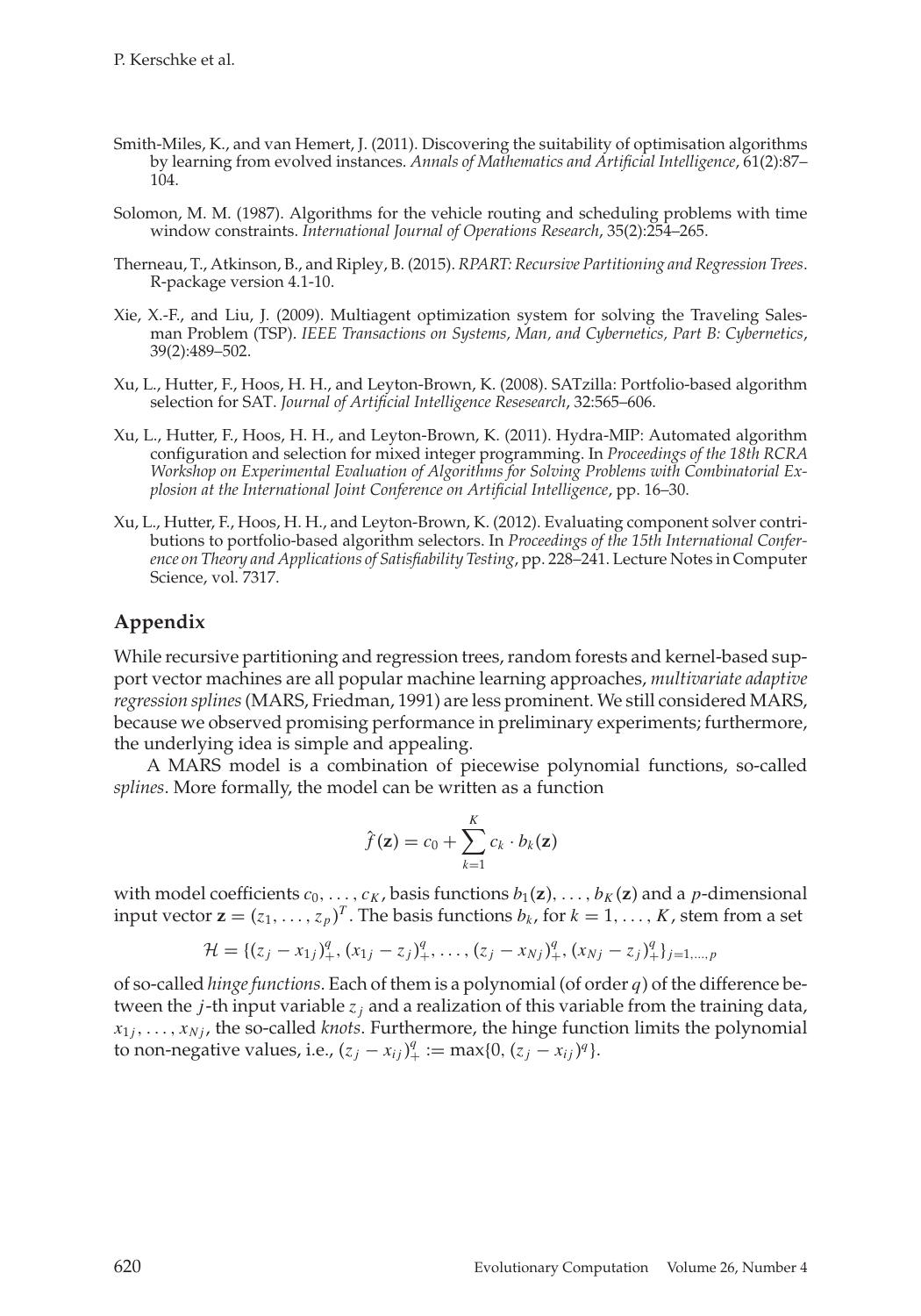Smith-Miles, K., and van Hemert, J. (2011). Discovering the suitability of optimisation algorithms by learning from evolved instances. *Annals of Mathematics and Artificial Intelligence*, 61(2):87–104.

Solomon, M. M. (1987). Algorithms for the vehicle routing and scheduling problems with time window constraints. *International Journal of Operations Research*, 35(2):254–265.

Therneau, T., Atkinson, B., and Ripley, B. (2015). *RPART: Recursive Partitioning and Regression Trees*. R-package version 4.1-10.

Xie, X.-F., and Liu, J. (2009). Multiagent optimization system for solving the Traveling Salesman Problem (TSP). *IEEE Transactions on Systems, Man, and Cybernetics, Part B: Cybernetics*, 39(2):489–502.

Xu, L., Hutter, F., Hoos, H. H., and Leyton-Brown, K. (2008). SATzilla: Portfolio-based algorithm selection for SAT. *Journal of Artificial Intelligence Resesearch*, 32:565–606.

Xu, L., Hutter, F., Hoos, H. H., and Leyton-Brown, K. (2011). Hydra-MIP: Automated algorithm configuration and selection for mixed integer programming. In *Proceedings of the 18th RCRA Workshop on Experimental Evaluation of Algorithms for Solving Problems with Combinatorial Explosion at the International Joint Conference on Artificial Intelligence*, pp. 16–30.

Xu, L., Hutter, F., Hoos, H. H., and Leyton-Brown, K. (2012). Evaluating component solver contributions to portfolio-based algorithm selectors. In *Proceedings of the 15th International Conference on Theory and Applications of Satisfiability Testing*, pp. 228–241. Lecture Notes in Computer Science, vol. 7317.

## Appendix

While recursive partitioning and regression trees, random forests and kernel-based support vector machines are all popular machine learning approaches, *multivariate adaptive regression splines* (MARS, Friedman, 1991) are less prominent. We still considered MARS, because we observed promising performance in preliminary experiments; furthermore, the underlying idea is simple and appealing.

A MARS model is a combination of piecewise polynomial functions, so-called *splines*. More formally, the model can be written as a function

$$\hat{f}(\mathbf{z}) = c_0 + \sum_{k=1}^{K} c_k \cdot b_k(\mathbf{z})$$

with model coefficients $c_0, \ldots, c_K$, basis functions $b_1(\mathbf{z}), \ldots, b_K(\mathbf{z})$ and a $p$-dimensional input vector $\mathbf{z} = (z_1, \ldots, z_p)^T$. The basis functions $b_k$, for $k = 1, \ldots, K$, stem from a set

$$\mathcal{H} = \{(z_j - x_{1j})_+^q, (x_{1j} - z_j)_+^q, \ldots, (z_j - x_{Nj})_+^q, (x_{Nj} - z_j)_+^q\}_{j=1,\ldots,p}$$

of so-called *hinge functions*. Each of them is a polynomial (of order $q$) of the difference between the $j$-th input variable $z_j$ and a realization of this variable from the training data, $x_{1j}, \ldots, x_{Nj}$, the so-called *knots*. Furthermore, the hinge function limits the polynomial to non-negative values, i.e., $(z_j - x_{ij})_+^q := \max\{0, (z_j - x_{ij})^q\}$.